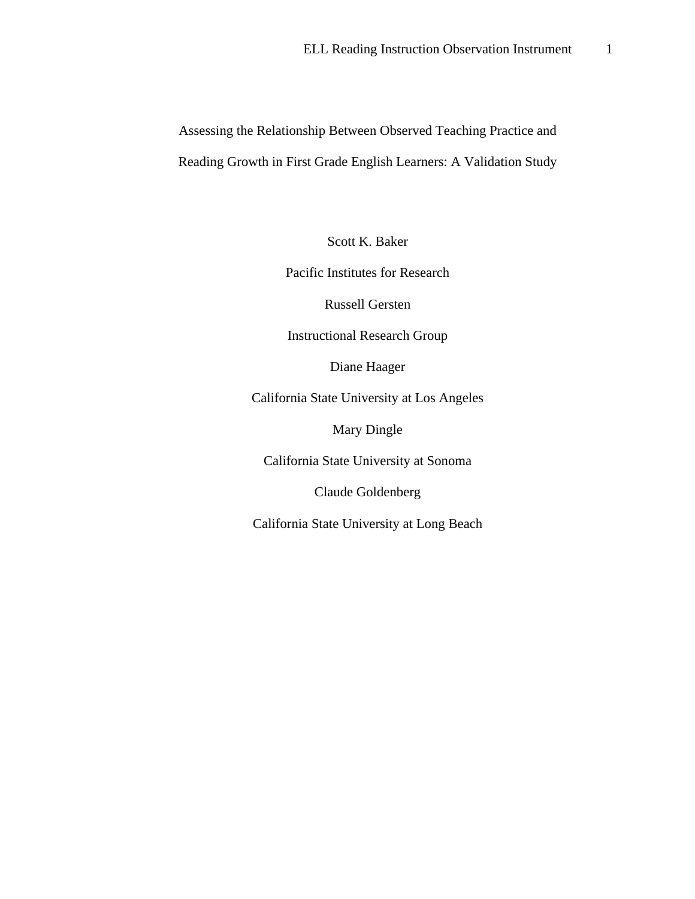# Assessing the Relationship Between Observed Teaching Practice and Reading Growth in First Grade English Learners: A Validation Study

Scott K. Baker

Pacific Institutes for Research

Russell Gersten

Instructional Research Group

Diane Haager

California State University at Los Angeles

Mary Dingle

California State University at Sonoma

Claude Goldenberg

California State University at Long Beach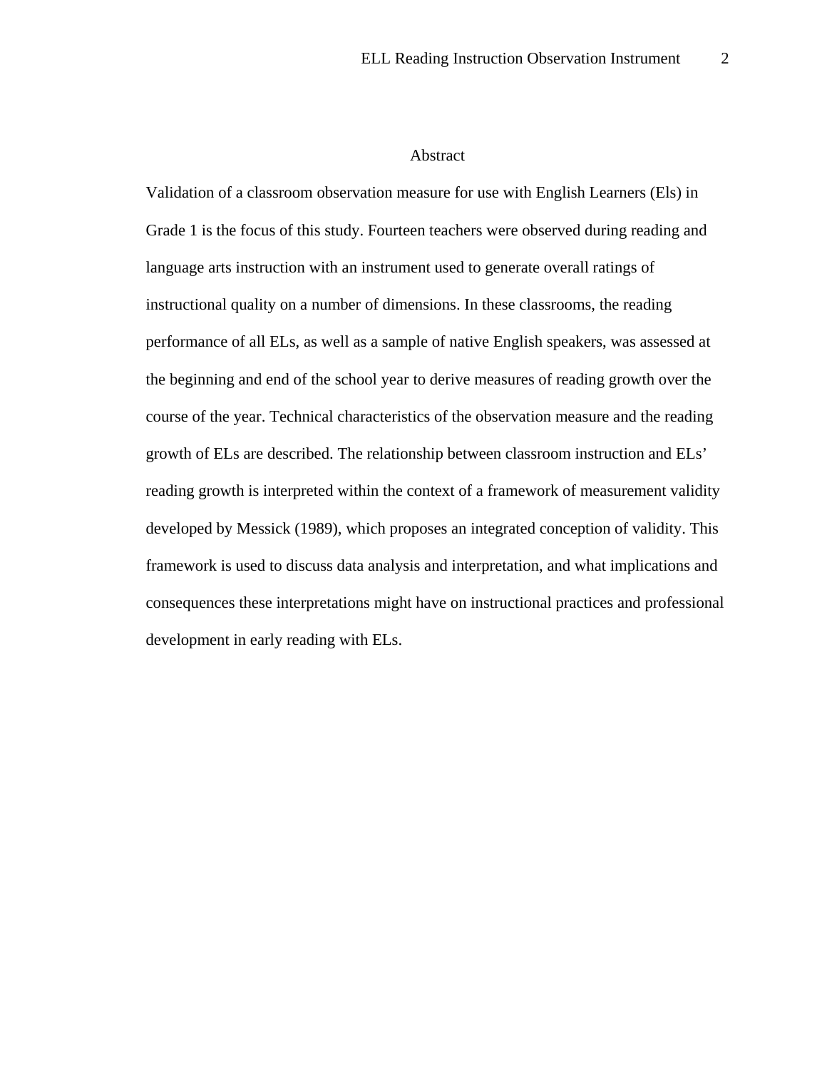# Abstract

Validation of a classroom observation measure for use with English Learners (Els) in Grade 1 is the focus of this study. Fourteen teachers were observed during reading and language arts instruction with an instrument used to generate overall ratings of instructional quality on a number of dimensions. In these classrooms, the reading performance of all ELs, as well as a sample of native English speakers, was assessed at the beginning and end of the school year to derive measures of reading growth over the course of the year. Technical characteristics of the observation measure and the reading growth of ELs are described. The relationship between classroom instruction and ELs' reading growth is interpreted within the context of a framework of measurement validity developed by Messick (1989), which proposes an integrated conception of validity. This framework is used to discuss data analysis and interpretation, and what implications and consequences these interpretations might have on instructional practices and professional development in early reading with ELs.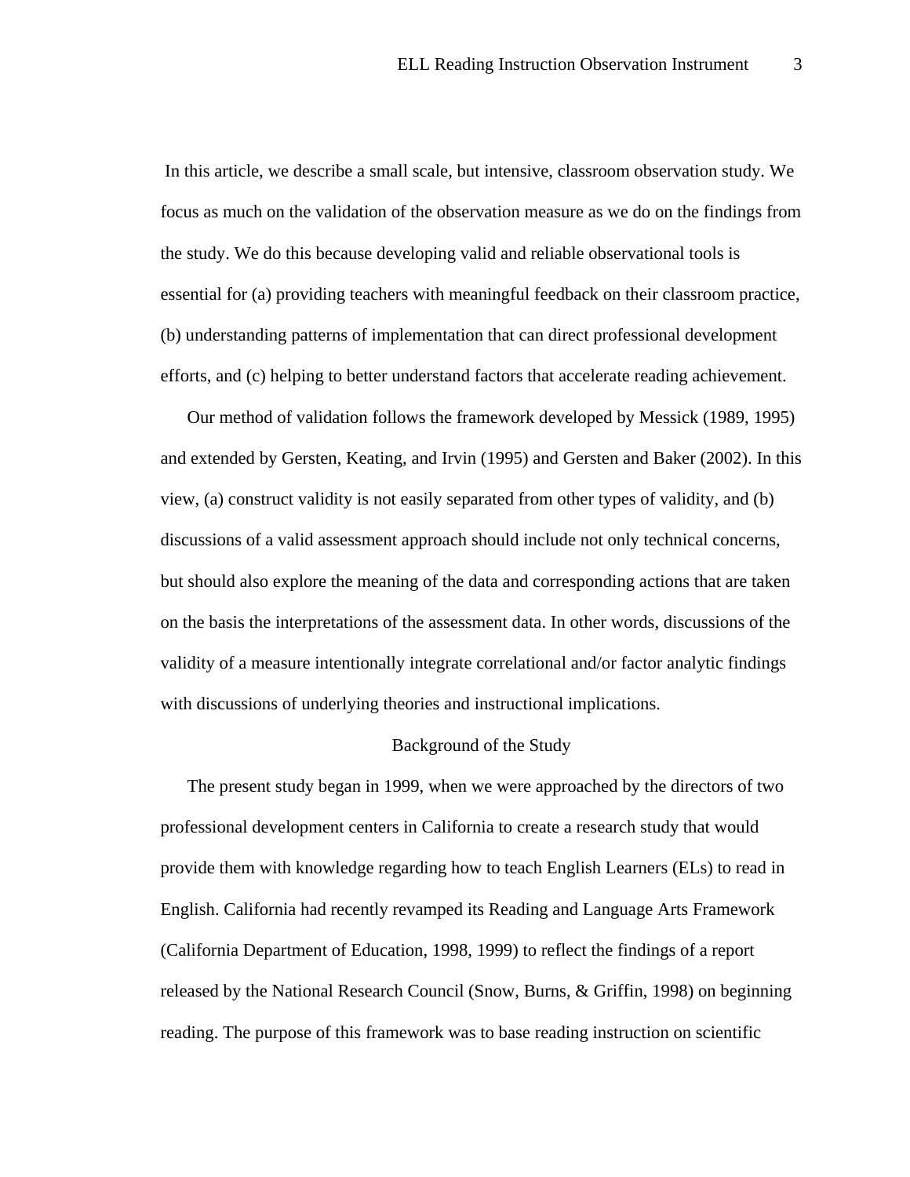In this article, we describe a small scale, but intensive, classroom observation study. We focus as much on the validation of the observation measure as we do on the findings from the study. We do this because developing valid and reliable observational tools is essential for (a) providing teachers with meaningful feedback on their classroom practice, (b) understanding patterns of implementation that can direct professional development efforts, and (c) helping to better understand factors that accelerate reading achievement.

Our method of validation follows the framework developed by Messick (1989, 1995) and extended by Gersten, Keating, and Irvin (1995) and Gersten and Baker (2002). In this view, (a) construct validity is not easily separated from other types of validity, and (b) discussions of a valid assessment approach should include not only technical concerns, but should also explore the meaning of the data and corresponding actions that are taken on the basis the interpretations of the assessment data. In other words, discussions of the validity of a measure intentionally integrate correlational and/or factor analytic findings with discussions of underlying theories and instructional implications.

## Background of the Study

The present study began in 1999, when we were approached by the directors of two professional development centers in California to create a research study that would provide them with knowledge regarding how to teach English Learners (ELs) to read in English. California had recently revamped its Reading and Language Arts Framework (California Department of Education, 1998, 1999) to reflect the findings of a report released by the National Research Council (Snow, Burns, & Griffin, 1998) on beginning reading. The purpose of this framework was to base reading instruction on scientific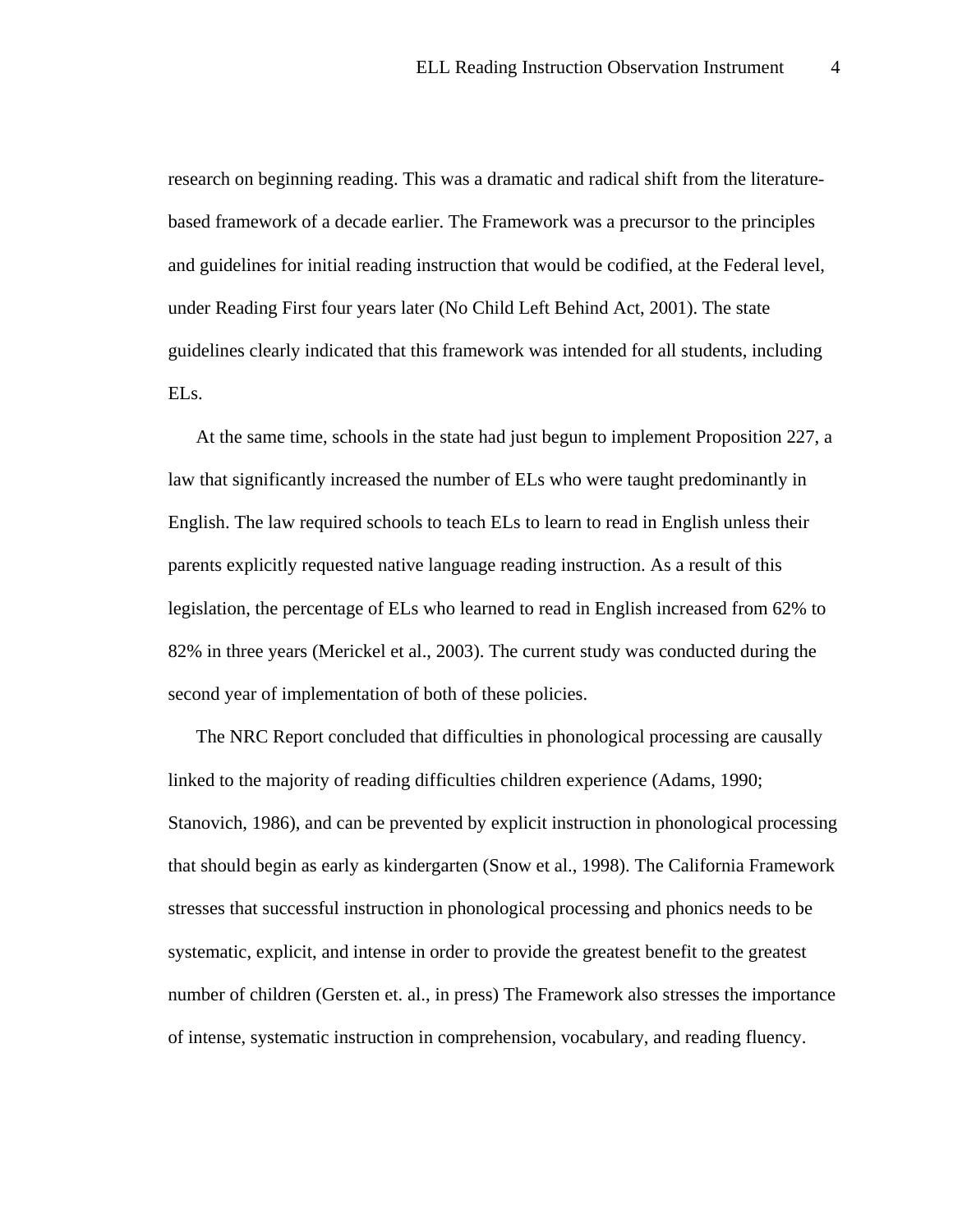research on beginning reading. This was a dramatic and radical shift from the literature-based framework of a decade earlier. The Framework was a precursor to the principles and guidelines for initial reading instruction that would be codified, at the Federal level, under Reading First four years later (No Child Left Behind Act, 2001). The state guidelines clearly indicated that this framework was intended for all students, including ELs.

At the same time, schools in the state had just begun to implement Proposition 227, a law that significantly increased the number of ELs who were taught predominantly in English. The law required schools to teach ELs to learn to read in English unless their parents explicitly requested native language reading instruction. As a result of this legislation, the percentage of ELs who learned to read in English increased from 62% to 82% in three years (Merickel et al., 2003). The current study was conducted during the second year of implementation of both of these policies.

The NRC Report concluded that difficulties in phonological processing are causally linked to the majority of reading difficulties children experience (Adams, 1990; Stanovich, 1986), and can be prevented by explicit instruction in phonological processing that should begin as early as kindergarten (Snow et al., 1998). The California Framework stresses that successful instruction in phonological processing and phonics needs to be systematic, explicit, and intense in order to provide the greatest benefit to the greatest number of children (Gersten et. al., in press) The Framework also stresses the importance of intense, systematic instruction in comprehension, vocabulary, and reading fluency.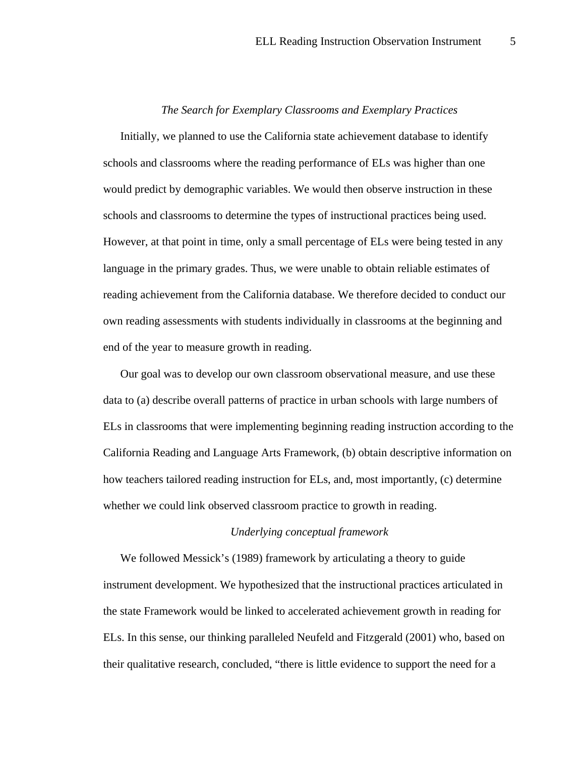## *The Search for Exemplary Classrooms and Exemplary Practices*

Initially, we planned to use the California state achievement database to identify schools and classrooms where the reading performance of ELs was higher than one would predict by demographic variables. We would then observe instruction in these schools and classrooms to determine the types of instructional practices being used. However, at that point in time, only a small percentage of ELs were being tested in any language in the primary grades. Thus, we were unable to obtain reliable estimates of reading achievement from the California database. We therefore decided to conduct our own reading assessments with students individually in classrooms at the beginning and end of the year to measure growth in reading.

Our goal was to develop our own classroom observational measure, and use these data to (a) describe overall patterns of practice in urban schools with large numbers of ELs in classrooms that were implementing beginning reading instruction according to the California Reading and Language Arts Framework, (b) obtain descriptive information on how teachers tailored reading instruction for ELs, and, most importantly, (c) determine whether we could link observed classroom practice to growth in reading.

### *Underlying conceptual framework*

We followed Messick's (1989) framework by articulating a theory to guide instrument development. We hypothesized that the instructional practices articulated in the state Framework would be linked to accelerated achievement growth in reading for ELs. In this sense, our thinking paralleled Neufeld and Fitzgerald (2001) who, based on their qualitative research, concluded, "there is little evidence to support the need for a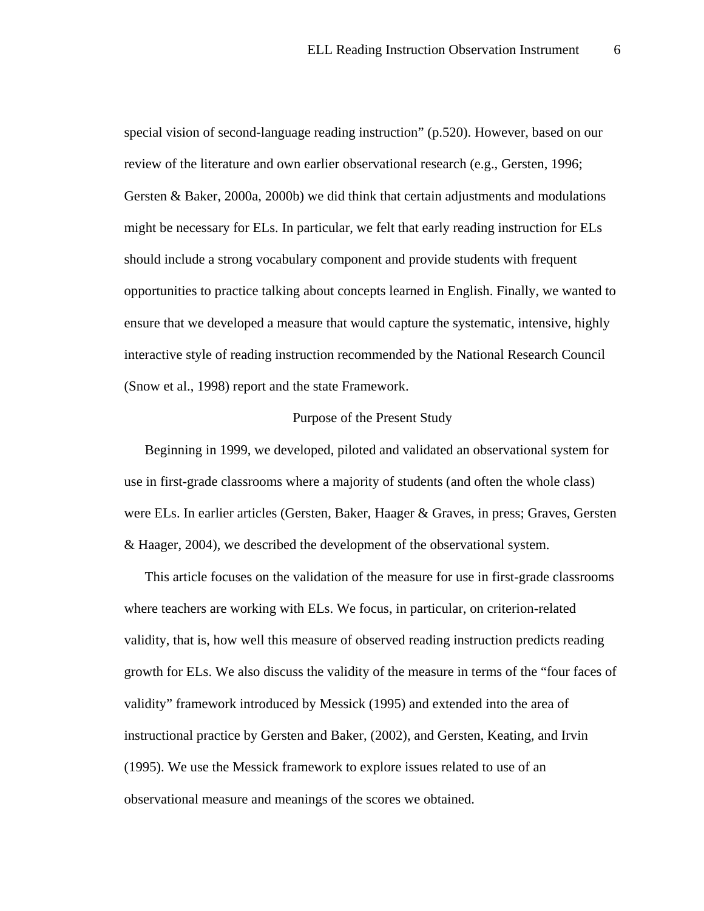special vision of second-language reading instruction" (p.520). However, based on our review of the literature and own earlier observational research (e.g., Gersten, 1996; Gersten & Baker, 2000a, 2000b) we did think that certain adjustments and modulations might be necessary for ELs. In particular, we felt that early reading instruction for ELs should include a strong vocabulary component and provide students with frequent opportunities to practice talking about concepts learned in English. Finally, we wanted to ensure that we developed a measure that would capture the systematic, intensive, highly interactive style of reading instruction recommended by the National Research Council (Snow et al., 1998) report and the state Framework.

## Purpose of the Present Study

Beginning in 1999, we developed, piloted and validated an observational system for use in first-grade classrooms where a majority of students (and often the whole class) were ELs. In earlier articles (Gersten, Baker, Haager & Graves, in press; Graves, Gersten & Haager, 2004), we described the development of the observational system.

This article focuses on the validation of the measure for use in first-grade classrooms where teachers are working with ELs. We focus, in particular, on criterion-related validity, that is, how well this measure of observed reading instruction predicts reading growth for ELs. We also discuss the validity of the measure in terms of the "four faces of validity" framework introduced by Messick (1995) and extended into the area of instructional practice by Gersten and Baker, (2002), and Gersten, Keating, and Irvin (1995). We use the Messick framework to explore issues related to use of an observational measure and meanings of the scores we obtained.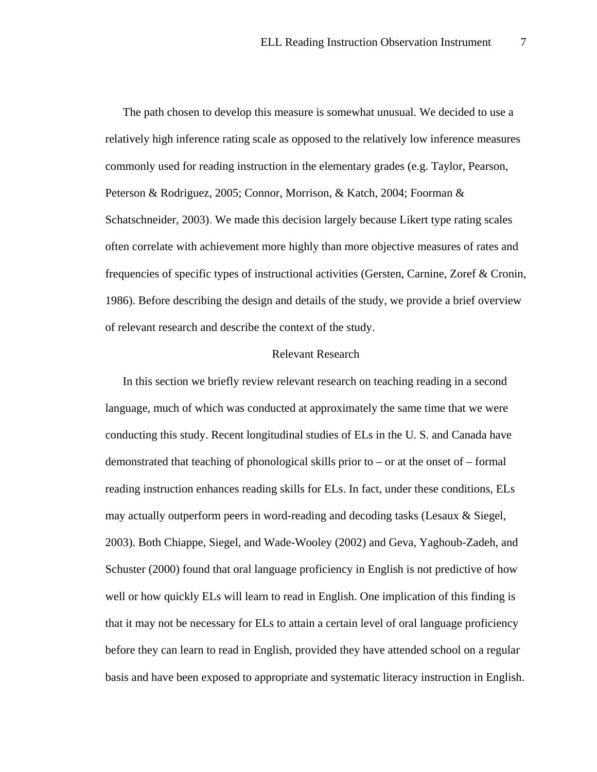The path chosen to develop this measure is somewhat unusual. We decided to use a relatively high inference rating scale as opposed to the relatively low inference measures commonly used for reading instruction in the elementary grades (e.g. Taylor, Pearson, Peterson & Rodriguez, 2005; Connor, Morrison, & Katch, 2004; Foorman & Schatschneider, 2003). We made this decision largely because Likert type rating scales often correlate with achievement more highly than more objective measures of rates and frequencies of specific types of instructional activities (Gersten, Carnine, Zoref & Cronin, 1986). Before describing the design and details of the study, we provide a brief overview of relevant research and describe the context of the study.

## Relevant Research

In this section we briefly review relevant research on teaching reading in a second language, much of which was conducted at approximately the same time that we were conducting this study. Recent longitudinal studies of ELs in the U. S. and Canada have demonstrated that teaching of phonological skills prior to – or at the onset of – formal reading instruction enhances reading skills for ELs. In fact, under these conditions, ELs may actually outperform peers in word-reading and decoding tasks (Lesaux & Siegel, 2003). Both Chiappe, Siegel, and Wade-Wooley (2002) and Geva, Yaghoub-Zadeh, and Schuster (2000) found that oral language proficiency in English is not predictive of how well or how quickly ELs will learn to read in English. One implication of this finding is that it may not be necessary for ELs to attain a certain level of oral language proficiency before they can learn to read in English, provided they have attended school on a regular basis and have been exposed to appropriate and systematic literacy instruction in English.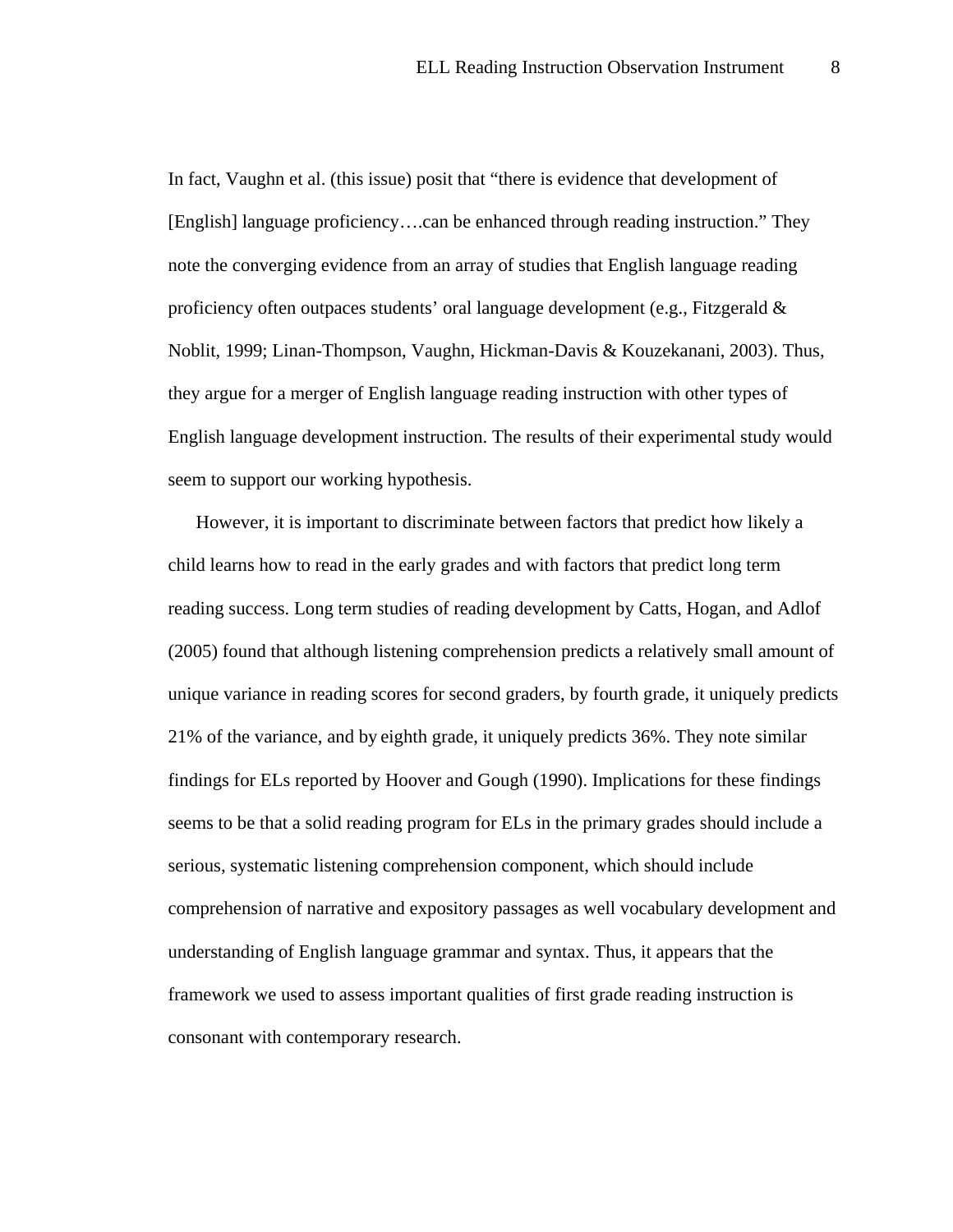In fact, Vaughn et al. (this issue) posit that "there is evidence that development of [English] language proficiency….can be enhanced through reading instruction." They note the converging evidence from an array of studies that English language reading proficiency often outpaces students' oral language development (e.g., Fitzgerald & Noblit, 1999; Linan-Thompson, Vaughn, Hickman-Davis & Kouzekanani, 2003). Thus, they argue for a merger of English language reading instruction with other types of English language development instruction. The results of their experimental study would seem to support our working hypothesis.

However, it is important to discriminate between factors that predict how likely a child learns how to read in the early grades and with factors that predict long term reading success. Long term studies of reading development by Catts, Hogan, and Adlof (2005) found that although listening comprehension predicts a relatively small amount of unique variance in reading scores for second graders, by fourth grade, it uniquely predicts 21% of the variance, and by eighth grade, it uniquely predicts 36%. They note similar findings for ELs reported by Hoover and Gough (1990). Implications for these findings seems to be that a solid reading program for ELs in the primary grades should include a serious, systematic listening comprehension component, which should include comprehension of narrative and expository passages as well vocabulary development and understanding of English language grammar and syntax. Thus, it appears that the framework we used to assess important qualities of first grade reading instruction is consonant with contemporary research.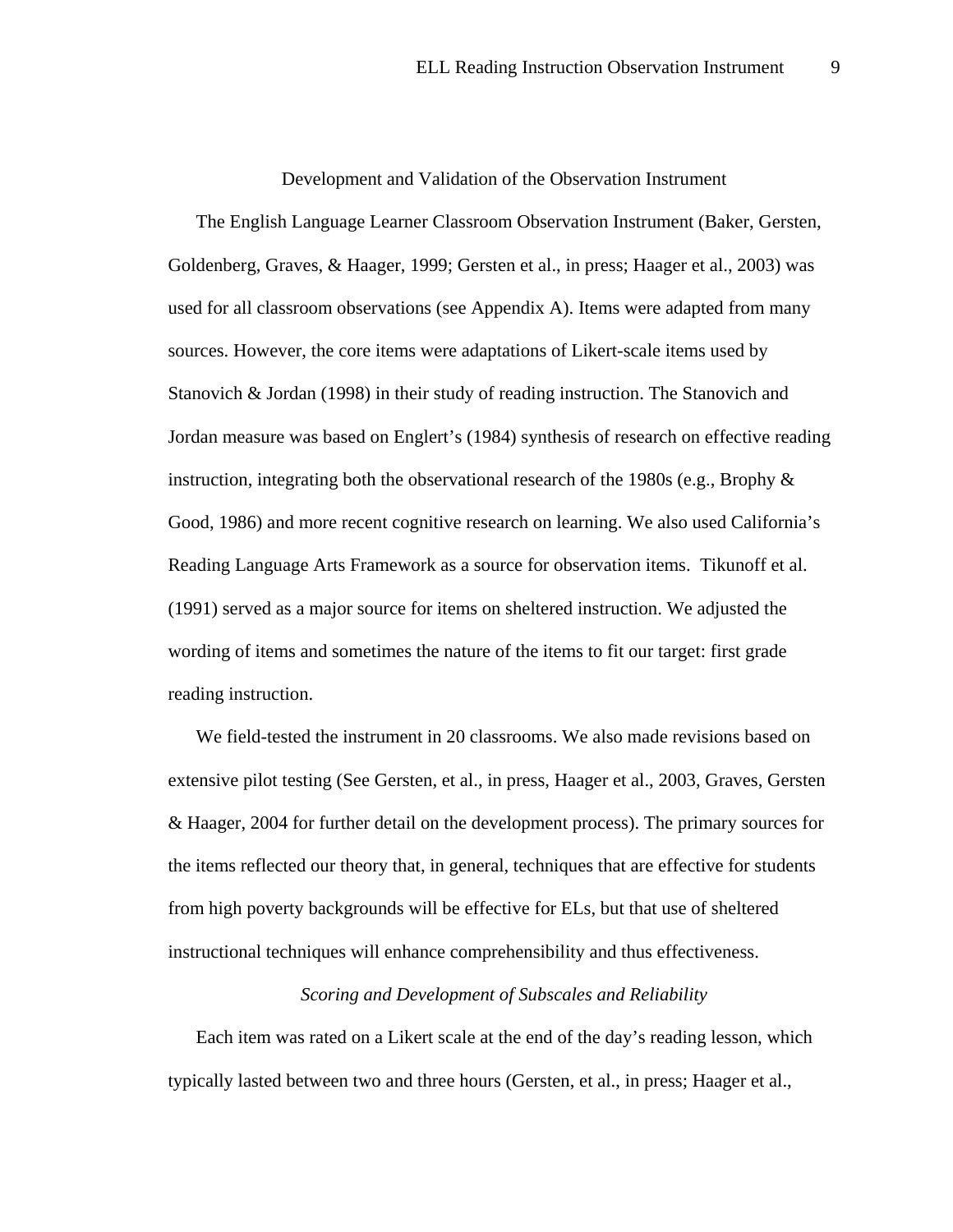## Development and Validation of the Observation Instrument

The English Language Learner Classroom Observation Instrument (Baker, Gersten, Goldenberg, Graves, & Haager, 1999; Gersten et al., in press; Haager et al., 2003) was used for all classroom observations (see Appendix A). Items were adapted from many sources. However, the core items were adaptations of Likert-scale items used by Stanovich & Jordan (1998) in their study of reading instruction. The Stanovich and Jordan measure was based on Englert's (1984) synthesis of research on effective reading instruction, integrating both the observational research of the 1980s (e.g., Brophy & Good, 1986) and more recent cognitive research on learning. We also used California's Reading Language Arts Framework as a source for observation items. Tikunoff et al. (1991) served as a major source for items on sheltered instruction. We adjusted the wording of items and sometimes the nature of the items to fit our target: first grade reading instruction.

We field-tested the instrument in 20 classrooms. We also made revisions based on extensive pilot testing (See Gersten, et al., in press, Haager et al., 2003, Graves, Gersten & Haager, 2004 for further detail on the development process). The primary sources for the items reflected our theory that, in general, techniques that are effective for students from high poverty backgrounds will be effective for ELs, but that use of sheltered instructional techniques will enhance comprehensibility and thus effectiveness.

### *Scoring and Development of Subscales and Reliability*

Each item was rated on a Likert scale at the end of the day's reading lesson, which typically lasted between two and three hours (Gersten, et al., in press; Haager et al.,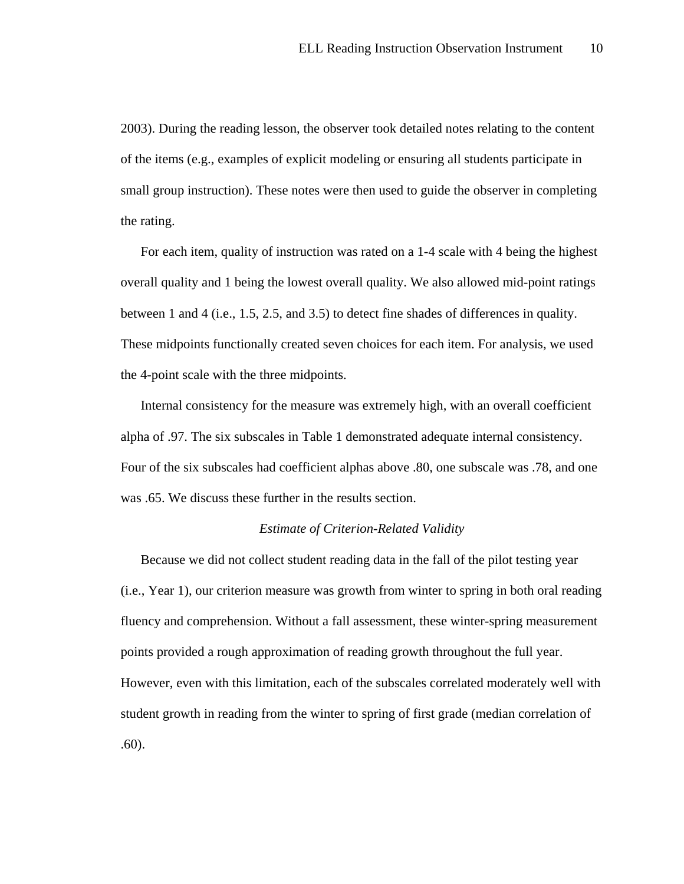2003). During the reading lesson, the observer took detailed notes relating to the content of the items (e.g., examples of explicit modeling or ensuring all students participate in small group instruction). These notes were then used to guide the observer in completing the rating.

For each item, quality of instruction was rated on a 1-4 scale with 4 being the highest overall quality and 1 being the lowest overall quality. We also allowed mid-point ratings between 1 and 4 (i.e., 1.5, 2.5, and 3.5) to detect fine shades of differences in quality. These midpoints functionally created seven choices for each item. For analysis, we used the 4-point scale with the three midpoints.

Internal consistency for the measure was extremely high, with an overall coefficient alpha of .97. The six subscales in Table 1 demonstrated adequate internal consistency. Four of the six subscales had coefficient alphas above .80, one subscale was .78, and one was .65. We discuss these further in the results section.

### *Estimate of Criterion-Related Validity*

Because we did not collect student reading data in the fall of the pilot testing year (i.e., Year 1), our criterion measure was growth from winter to spring in both oral reading fluency and comprehension. Without a fall assessment, these winter-spring measurement points provided a rough approximation of reading growth throughout the full year. However, even with this limitation, each of the subscales correlated moderately well with student growth in reading from the winter to spring of first grade (median correlation of .60).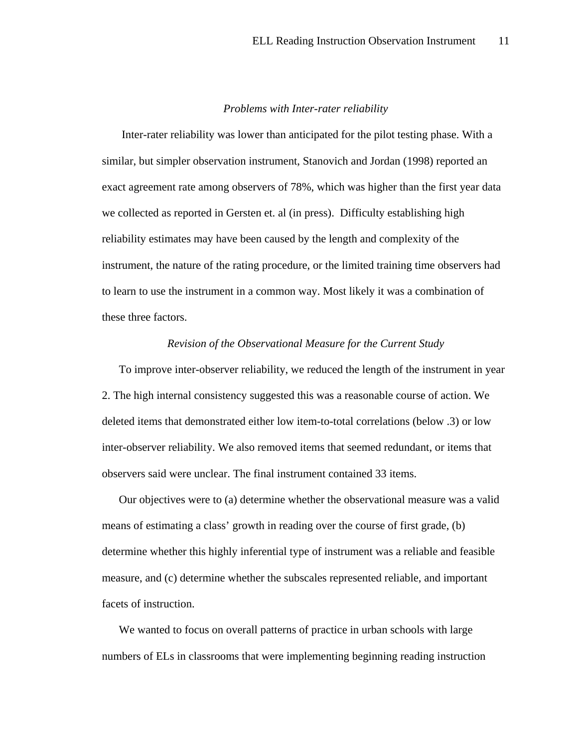*Problems with Inter-rater reliability*

Inter-rater reliability was lower than anticipated for the pilot testing phase. With a similar, but simpler observation instrument, Stanovich and Jordan (1998) reported an exact agreement rate among observers of 78%, which was higher than the first year data we collected as reported in Gersten et. al (in press). Difficulty establishing high reliability estimates may have been caused by the length and complexity of the instrument, the nature of the rating procedure, or the limited training time observers had to learn to use the instrument in a common way. Most likely it was a combination of these three factors.

*Revision of the Observational Measure for the Current Study*

To improve inter-observer reliability, we reduced the length of the instrument in year 2. The high internal consistency suggested this was a reasonable course of action. We deleted items that demonstrated either low item-to-total correlations (below .3) or low inter-observer reliability. We also removed items that seemed redundant, or items that observers said were unclear. The final instrument contained 33 items.

Our objectives were to (a) determine whether the observational measure was a valid means of estimating a class' growth in reading over the course of first grade, (b) determine whether this highly inferential type of instrument was a reliable and feasible measure, and (c) determine whether the subscales represented reliable, and important facets of instruction.

We wanted to focus on overall patterns of practice in urban schools with large numbers of ELs in classrooms that were implementing beginning reading instruction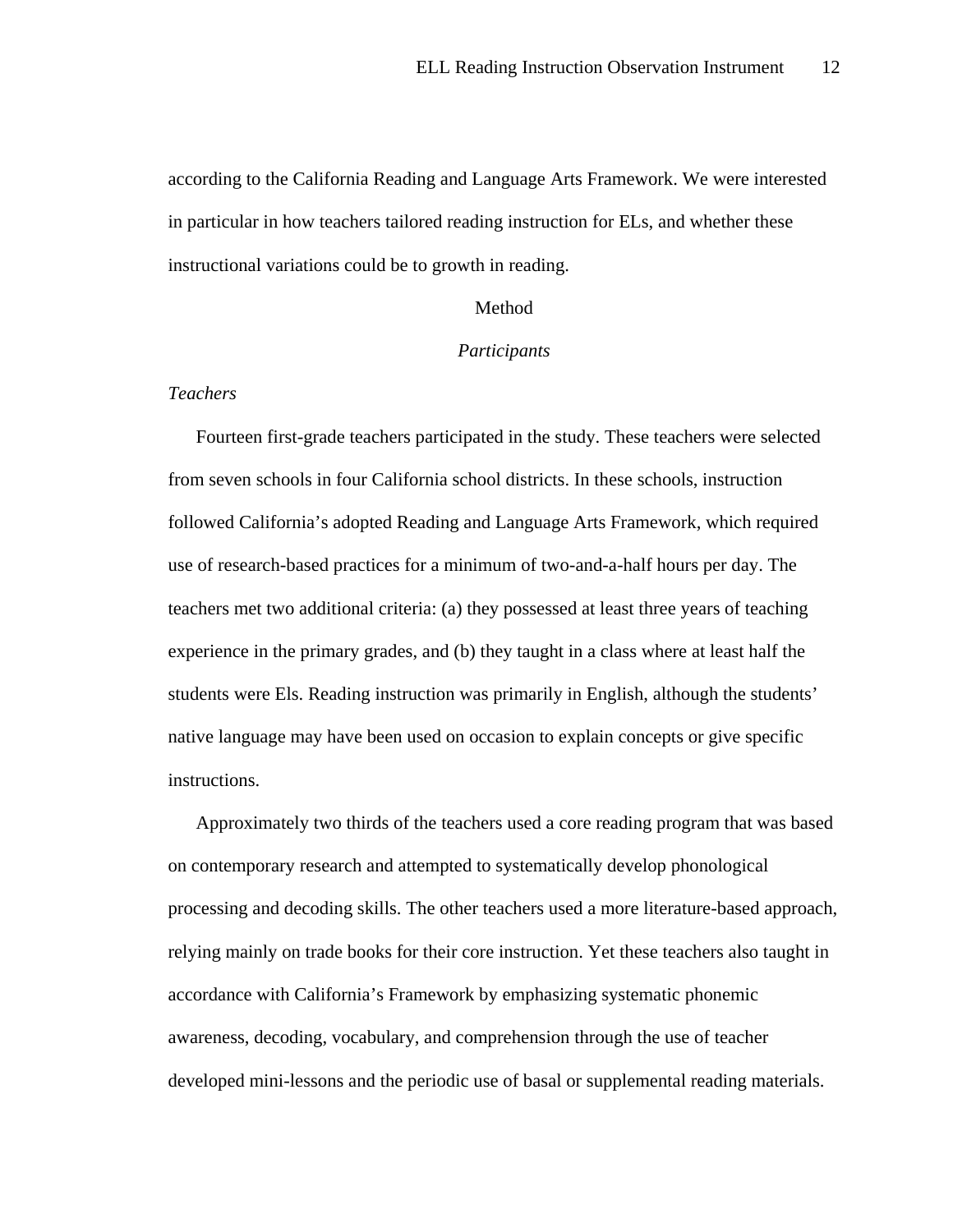according to the California Reading and Language Arts Framework. We were interested in particular in how teachers tailored reading instruction for ELs, and whether these instructional variations could be to growth in reading.

# Method

## *Participants*

### *Teachers*

Fourteen first-grade teachers participated in the study. These teachers were selected from seven schools in four California school districts. In these schools, instruction followed California's adopted Reading and Language Arts Framework, which required use of research-based practices for a minimum of two-and-a-half hours per day. The teachers met two additional criteria: (a) they possessed at least three years of teaching experience in the primary grades, and (b) they taught in a class where at least half the students were Els. Reading instruction was primarily in English, although the students' native language may have been used on occasion to explain concepts or give specific instructions.

Approximately two thirds of the teachers used a core reading program that was based on contemporary research and attempted to systematically develop phonological processing and decoding skills. The other teachers used a more literature-based approach, relying mainly on trade books for their core instruction. Yet these teachers also taught in accordance with California's Framework by emphasizing systematic phonemic awareness, decoding, vocabulary, and comprehension through the use of teacher developed mini-lessons and the periodic use of basal or supplemental reading materials.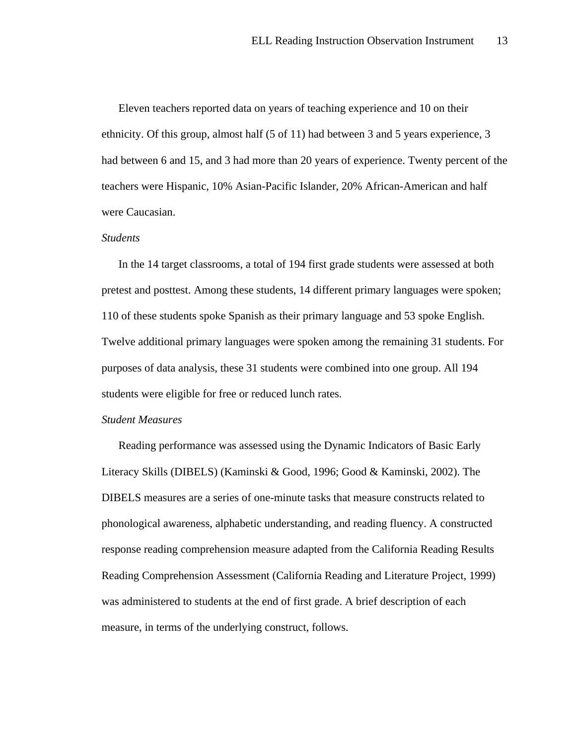Eleven teachers reported data on years of teaching experience and 10 on their ethnicity. Of this group, almost half (5 of 11) had between 3 and 5 years experience, 3 had between 6 and 15, and 3 had more than 20 years of experience. Twenty percent of the teachers were Hispanic, 10% Asian-Pacific Islander, 20% African-American and half were Caucasian.

*Students*

In the 14 target classrooms, a total of 194 first grade students were assessed at both pretest and posttest. Among these students, 14 different primary languages were spoken; 110 of these students spoke Spanish as their primary language and 53 spoke English. Twelve additional primary languages were spoken among the remaining 31 students. For purposes of data analysis, these 31 students were combined into one group. All 194 students were eligible for free or reduced lunch rates.

*Student Measures*

Reading performance was assessed using the Dynamic Indicators of Basic Early Literacy Skills (DIBELS) (Kaminski & Good, 1996; Good & Kaminski, 2002). The DIBELS measures are a series of one-minute tasks that measure constructs related to phonological awareness, alphabetic understanding, and reading fluency. A constructed response reading comprehension measure adapted from the California Reading Results Reading Comprehension Assessment (California Reading and Literature Project, 1999) was administered to students at the end of first grade. A brief description of each measure, in terms of the underlying construct, follows.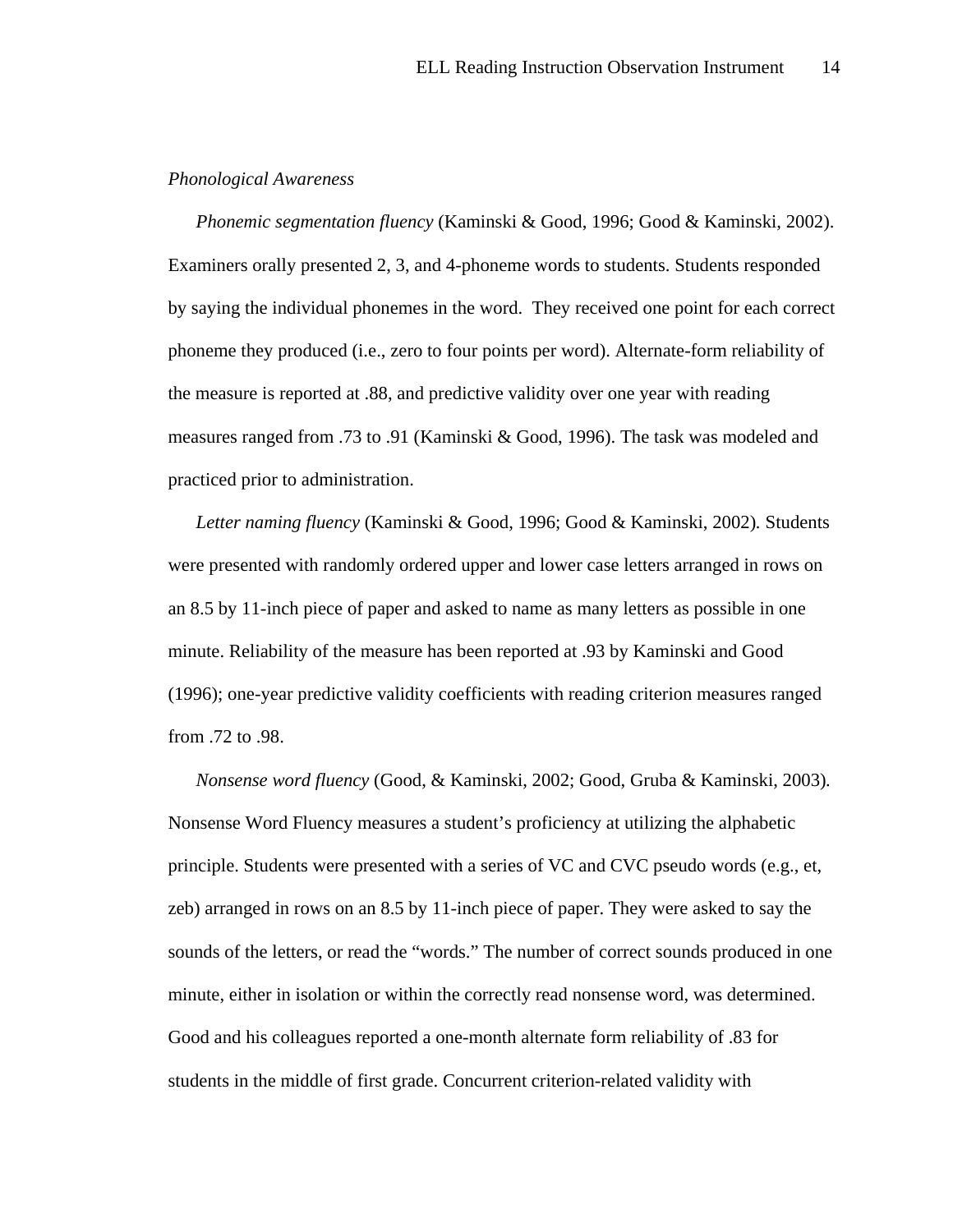*Phonological Awareness*

*Phonemic segmentation fluency* (Kaminski & Good, 1996; Good & Kaminski, 2002). Examiners orally presented 2, 3, and 4-phoneme words to students. Students responded by saying the individual phonemes in the word. They received one point for each correct phoneme they produced (i.e., zero to four points per word). Alternate-form reliability of the measure is reported at .88, and predictive validity over one year with reading measures ranged from .73 to .91 (Kaminski & Good, 1996). The task was modeled and practiced prior to administration.

*Letter naming fluency* (Kaminski & Good, 1996; Good & Kaminski, 2002). Students were presented with randomly ordered upper and lower case letters arranged in rows on an 8.5 by 11-inch piece of paper and asked to name as many letters as possible in one minute. Reliability of the measure has been reported at .93 by Kaminski and Good (1996); one-year predictive validity coefficients with reading criterion measures ranged from .72 to .98.

*Nonsense word fluency* (Good, & Kaminski, 2002; Good, Gruba & Kaminski, 2003). Nonsense Word Fluency measures a student's proficiency at utilizing the alphabetic principle. Students were presented with a series of VC and CVC pseudo words (e.g., et, zeb) arranged in rows on an 8.5 by 11-inch piece of paper. They were asked to say the sounds of the letters, or read the "words." The number of correct sounds produced in one minute, either in isolation or within the correctly read nonsense word, was determined. Good and his colleagues reported a one-month alternate form reliability of .83 for students in the middle of first grade. Concurrent criterion-related validity with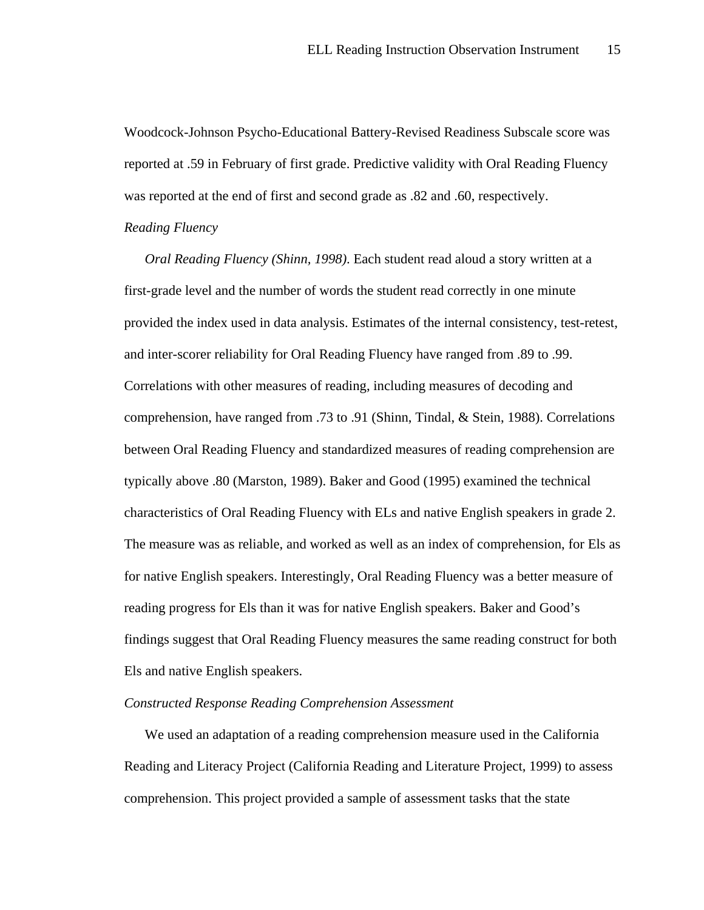Woodcock-Johnson Psycho-Educational Battery-Revised Readiness Subscale score was reported at .59 in February of first grade. Predictive validity with Oral Reading Fluency was reported at the end of first and second grade as .82 and .60, respectively.

*Reading Fluency*

*Oral Reading Fluency (Shinn, 1998)*. Each student read aloud a story written at a first-grade level and the number of words the student read correctly in one minute provided the index used in data analysis. Estimates of the internal consistency, test-retest, and inter-scorer reliability for Oral Reading Fluency have ranged from .89 to .99. Correlations with other measures of reading, including measures of decoding and comprehension, have ranged from .73 to .91 (Shinn, Tindal, & Stein, 1988). Correlations between Oral Reading Fluency and standardized measures of reading comprehension are typically above .80 (Marston, 1989). Baker and Good (1995) examined the technical characteristics of Oral Reading Fluency with ELs and native English speakers in grade 2. The measure was as reliable, and worked as well as an index of comprehension, for Els as for native English speakers. Interestingly, Oral Reading Fluency was a better measure of reading progress for Els than it was for native English speakers. Baker and Good's findings suggest that Oral Reading Fluency measures the same reading construct for both Els and native English speakers.

*Constructed Response Reading Comprehension Assessment*

We used an adaptation of a reading comprehension measure used in the California Reading and Literacy Project (California Reading and Literature Project, 1999) to assess comprehension. This project provided a sample of assessment tasks that the state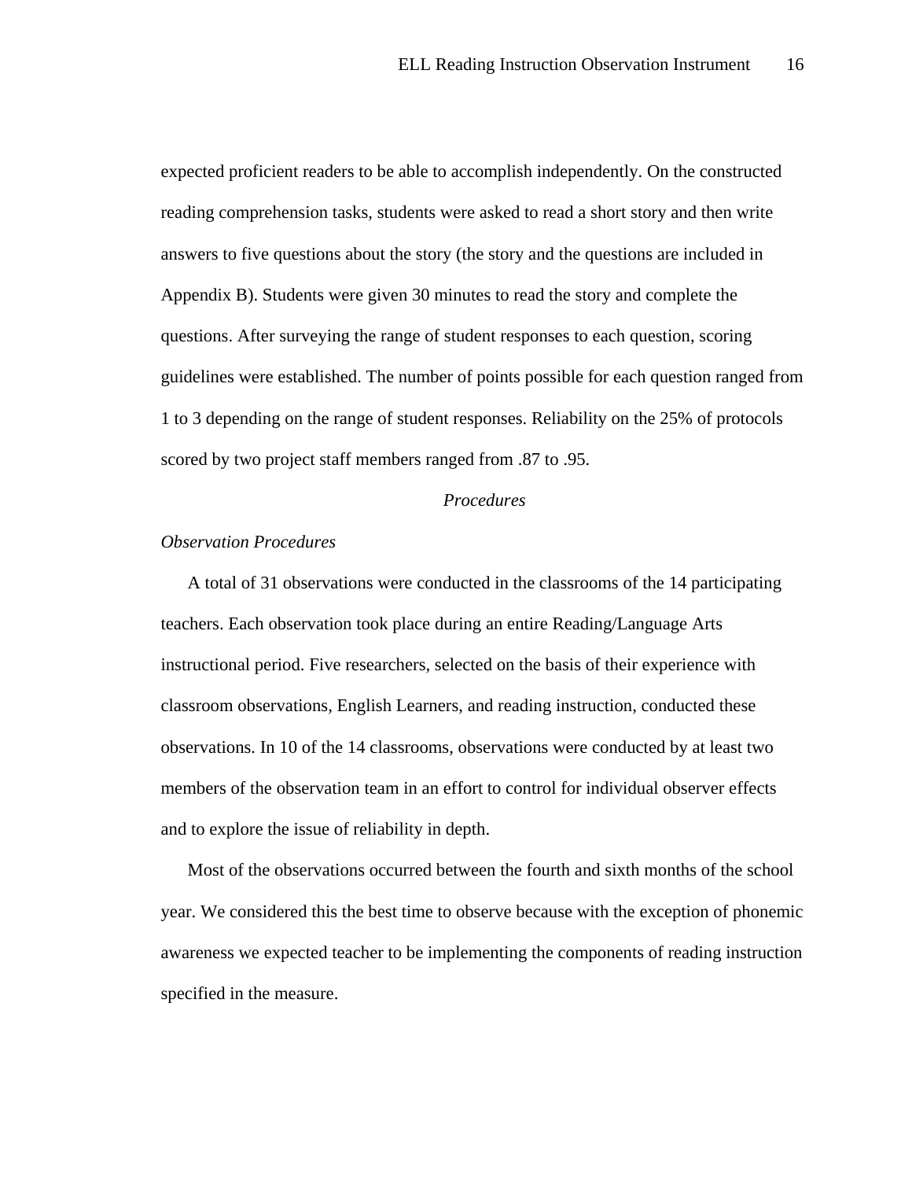expected proficient readers to be able to accomplish independently. On the constructed reading comprehension tasks, students were asked to read a short story and then write answers to five questions about the story (the story and the questions are included in Appendix B). Students were given 30 minutes to read the story and complete the questions. After surveying the range of student responses to each question, scoring guidelines were established. The number of points possible for each question ranged from 1 to 3 depending on the range of student responses. Reliability on the 25% of protocols scored by two project staff members ranged from .87 to .95.

## *Procedures*

### *Observation Procedures*

A total of 31 observations were conducted in the classrooms of the 14 participating teachers. Each observation took place during an entire Reading/Language Arts instructional period. Five researchers, selected on the basis of their experience with classroom observations, English Learners, and reading instruction, conducted these observations. In 10 of the 14 classrooms, observations were conducted by at least two members of the observation team in an effort to control for individual observer effects and to explore the issue of reliability in depth.

Most of the observations occurred between the fourth and sixth months of the school year. We considered this the best time to observe because with the exception of phonemic awareness we expected teacher to be implementing the components of reading instruction specified in the measure.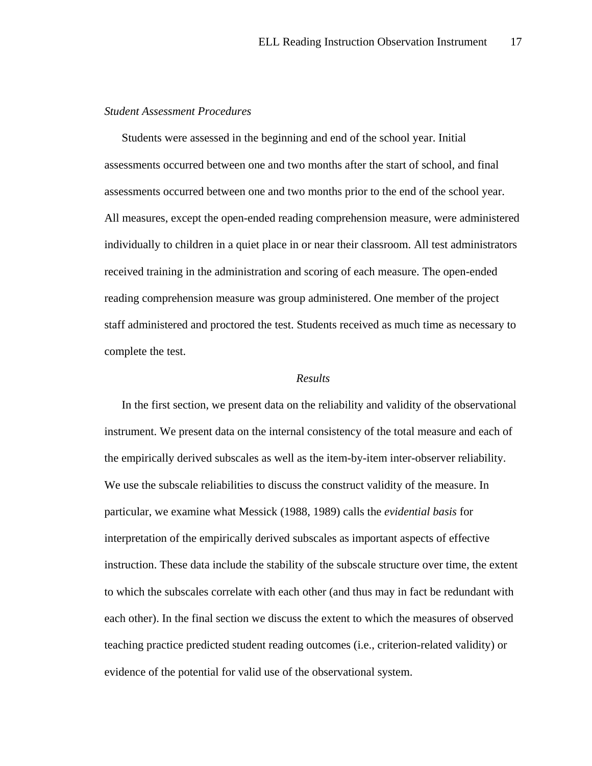*Student Assessment Procedures*

Students were assessed in the beginning and end of the school year. Initial assessments occurred between one and two months after the start of school, and final assessments occurred between one and two months prior to the end of the school year. All measures, except the open-ended reading comprehension measure, were administered individually to children in a quiet place in or near their classroom. All test administrators received training in the administration and scoring of each measure. The open-ended reading comprehension measure was group administered. One member of the project staff administered and proctored the test. Students received as much time as necessary to complete the test.

## *Results*

In the first section, we present data on the reliability and validity of the observational instrument. We present data on the internal consistency of the total measure and each of the empirically derived subscales as well as the item-by-item inter-observer reliability. We use the subscale reliabilities to discuss the construct validity of the measure. In particular, we examine what Messick (1988, 1989) calls the *evidential basis* for interpretation of the empirically derived subscales as important aspects of effective instruction. These data include the stability of the subscale structure over time, the extent to which the subscales correlate with each other (and thus may in fact be redundant with each other). In the final section we discuss the extent to which the measures of observed teaching practice predicted student reading outcomes (i.e., criterion-related validity) or evidence of the potential for valid use of the observational system.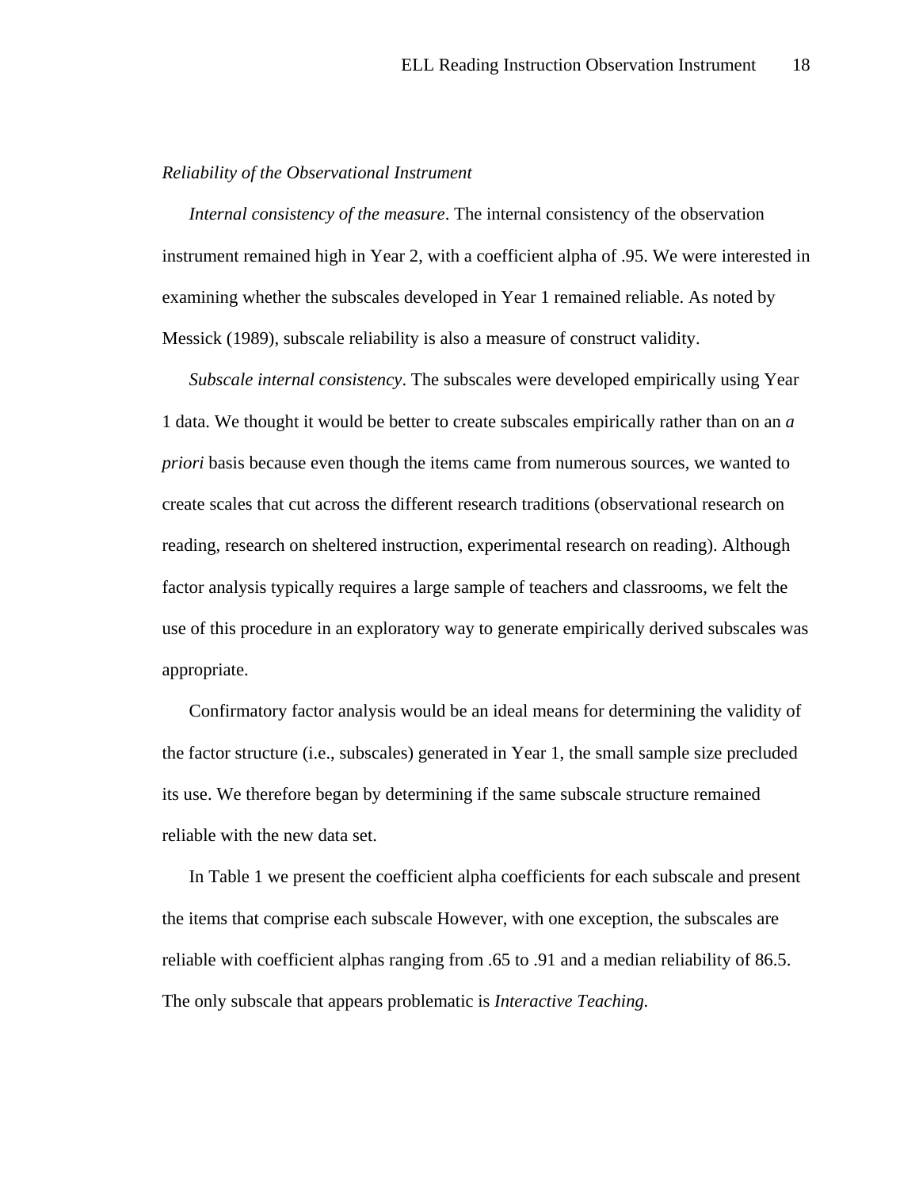*Reliability of the Observational Instrument*

*Internal consistency of the measure*. The internal consistency of the observation instrument remained high in Year 2, with a coefficient alpha of .95. We were interested in examining whether the subscales developed in Year 1 remained reliable. As noted by Messick (1989), subscale reliability is also a measure of construct validity.

*Subscale internal consistency*. The subscales were developed empirically using Year 1 data. We thought it would be better to create subscales empirically rather than on an *a priori* basis because even though the items came from numerous sources, we wanted to create scales that cut across the different research traditions (observational research on reading, research on sheltered instruction, experimental research on reading). Although factor analysis typically requires a large sample of teachers and classrooms, we felt the use of this procedure in an exploratory way to generate empirically derived subscales was appropriate.

Confirmatory factor analysis would be an ideal means for determining the validity of the factor structure (i.e., subscales) generated in Year 1, the small sample size precluded its use. We therefore began by determining if the same subscale structure remained reliable with the new data set.

In Table 1 we present the coefficient alpha coefficients for each subscale and present the items that comprise each subscale However, with one exception, the subscales are reliable with coefficient alphas ranging from .65 to .91 and a median reliability of 86.5. The only subscale that appears problematic is *Interactive Teaching.*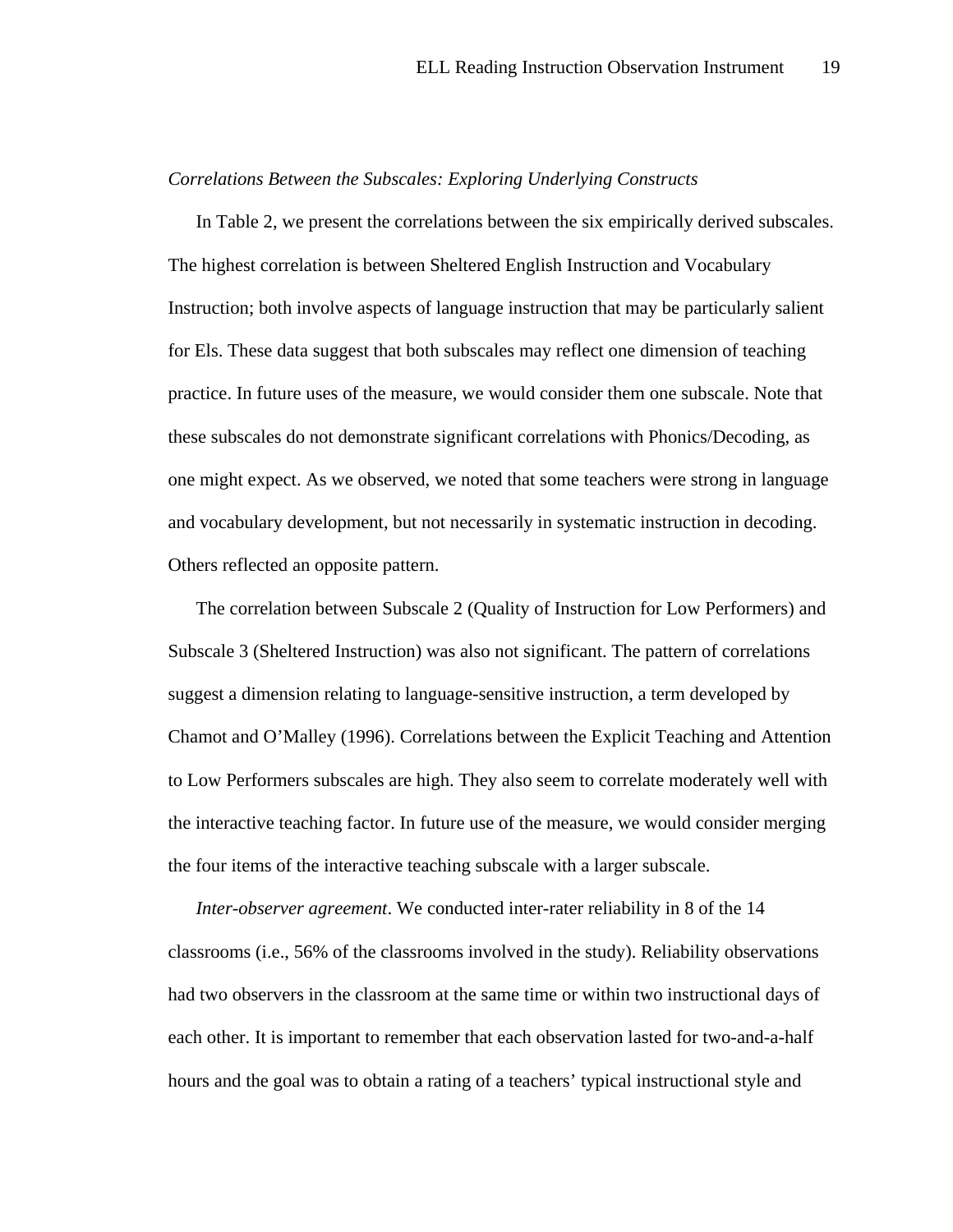*Correlations Between the Subscales: Exploring Underlying Constructs*

In Table 2, we present the correlations between the six empirically derived subscales. The highest correlation is between Sheltered English Instruction and Vocabulary Instruction; both involve aspects of language instruction that may be particularly salient for Els. These data suggest that both subscales may reflect one dimension of teaching practice. In future uses of the measure, we would consider them one subscale. Note that these subscales do not demonstrate significant correlations with Phonics/Decoding, as one might expect. As we observed, we noted that some teachers were strong in language and vocabulary development, but not necessarily in systematic instruction in decoding. Others reflected an opposite pattern.

The correlation between Subscale 2 (Quality of Instruction for Low Performers) and Subscale 3 (Sheltered Instruction) was also not significant. The pattern of correlations suggest a dimension relating to language-sensitive instruction, a term developed by Chamot and O'Malley (1996). Correlations between the Explicit Teaching and Attention to Low Performers subscales are high. They also seem to correlate moderately well with the interactive teaching factor. In future use of the measure, we would consider merging the four items of the interactive teaching subscale with a larger subscale.

*Inter-observer agreement*. We conducted inter-rater reliability in 8 of the 14 classrooms (i.e., 56% of the classrooms involved in the study). Reliability observations had two observers in the classroom at the same time or within two instructional days of each other. It is important to remember that each observation lasted for two-and-a-half hours and the goal was to obtain a rating of a teachers' typical instructional style and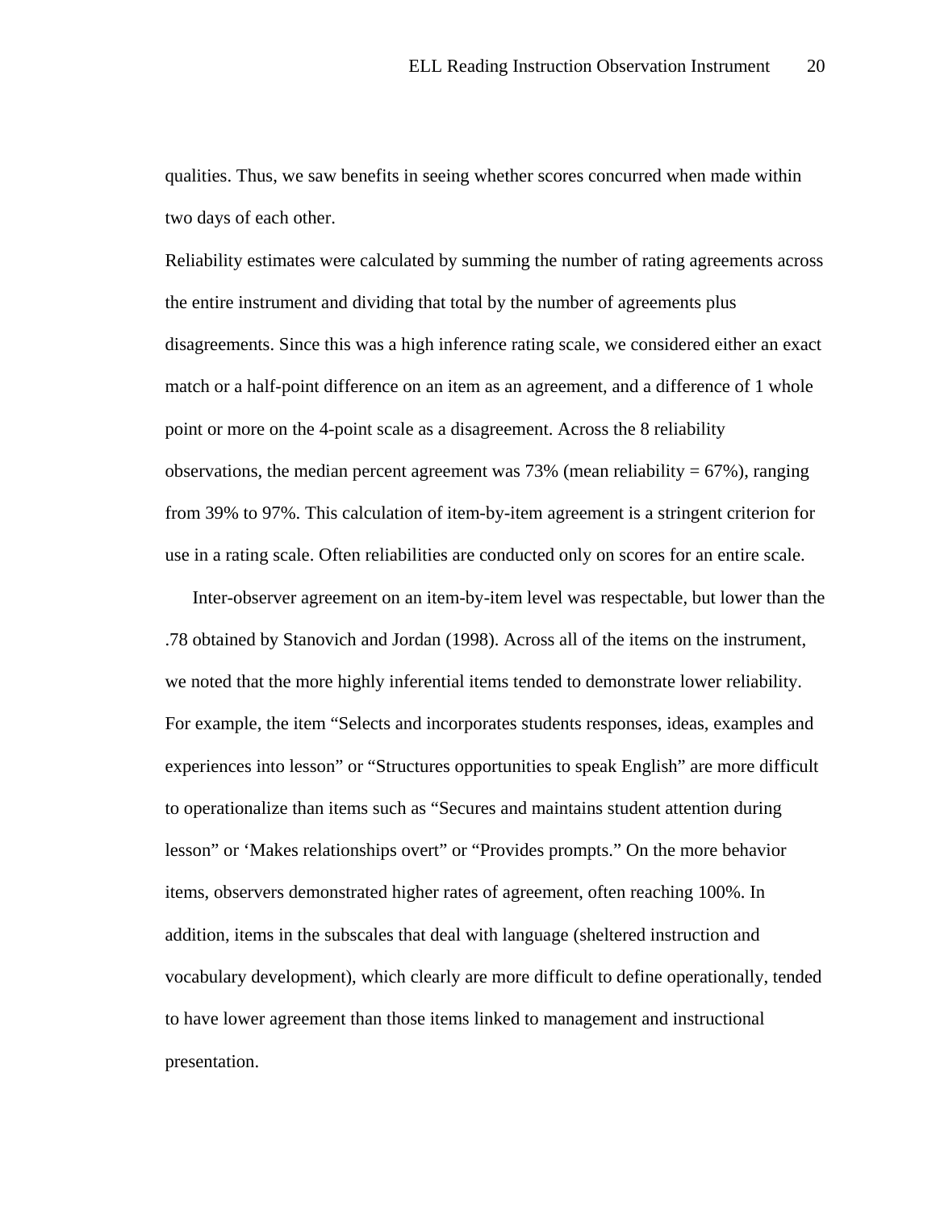qualities. Thus, we saw benefits in seeing whether scores concurred when made within two days of each other.

Reliability estimates were calculated by summing the number of rating agreements across the entire instrument and dividing that total by the number of agreements plus disagreements. Since this was a high inference rating scale, we considered either an exact match or a half-point difference on an item as an agreement, and a difference of 1 whole point or more on the 4-point scale as a disagreement. Across the 8 reliability observations, the median percent agreement was 73% (mean reliability = 67%), ranging from 39% to 97%. This calculation of item-by-item agreement is a stringent criterion for use in a rating scale. Often reliabilities are conducted only on scores for an entire scale.

Inter-observer agreement on an item-by-item level was respectable, but lower than the .78 obtained by Stanovich and Jordan (1998). Across all of the items on the instrument, we noted that the more highly inferential items tended to demonstrate lower reliability. For example, the item "Selects and incorporates students responses, ideas, examples and experiences into lesson" or "Structures opportunities to speak English" are more difficult to operationalize than items such as "Secures and maintains student attention during lesson" or 'Makes relationships overt" or "Provides prompts." On the more behavior items, observers demonstrated higher rates of agreement, often reaching 100%. In addition, items in the subscales that deal with language (sheltered instruction and vocabulary development), which clearly are more difficult to define operationally, tended to have lower agreement than those items linked to management and instructional presentation.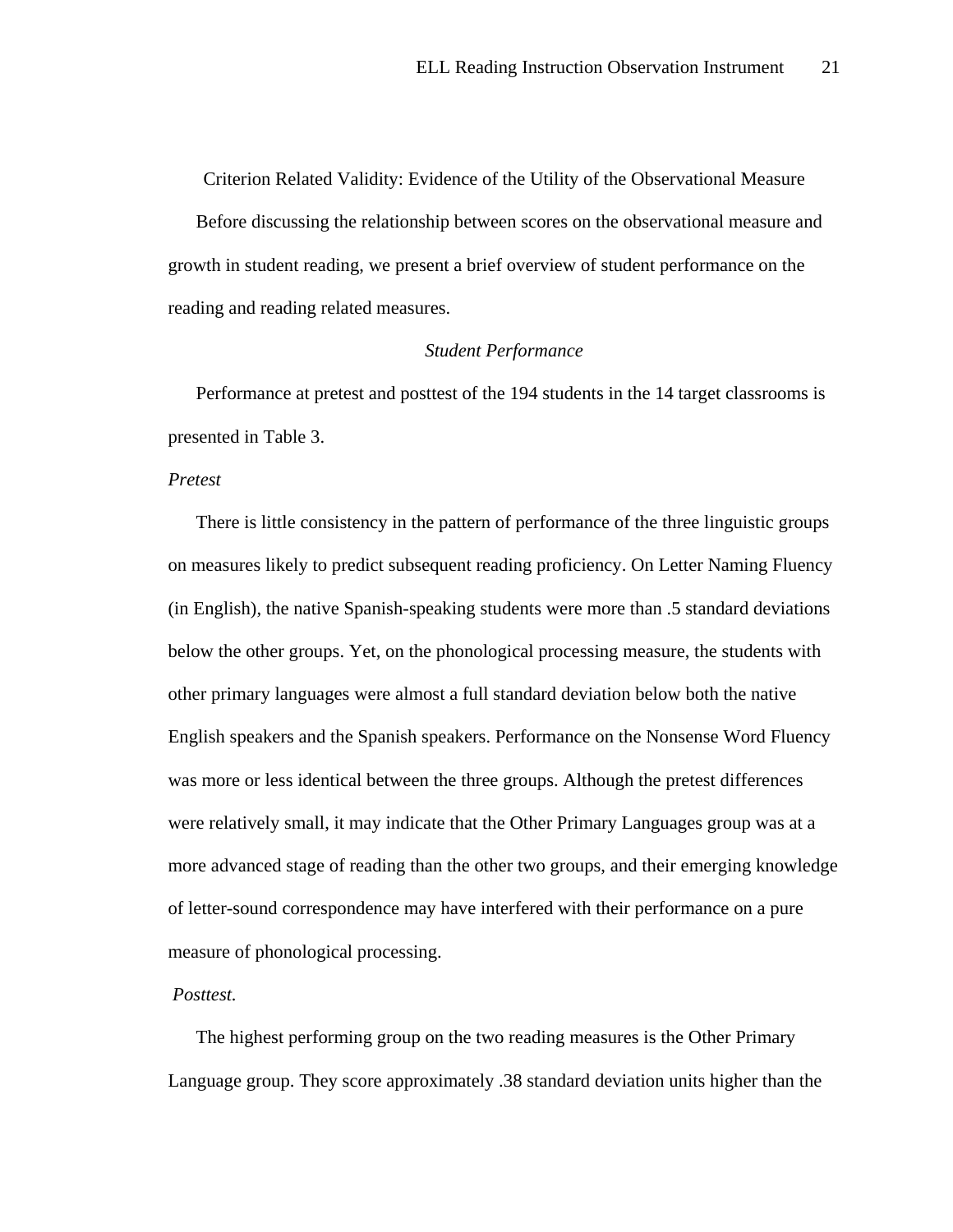## Criterion Related Validity: Evidence of the Utility of the Observational Measure

Before discussing the relationship between scores on the observational measure and growth in student reading, we present a brief overview of student performance on the reading and reading related measures.

### *Student Performance*

Performance at pretest and posttest of the 194 students in the 14 target classrooms is presented in Table 3.

#### *Pretest*

There is little consistency in the pattern of performance of the three linguistic groups on measures likely to predict subsequent reading proficiency. On Letter Naming Fluency (in English), the native Spanish-speaking students were more than .5 standard deviations below the other groups. Yet, on the phonological processing measure, the students with other primary languages were almost a full standard deviation below both the native English speakers and the Spanish speakers. Performance on the Nonsense Word Fluency was more or less identical between the three groups. Although the pretest differences were relatively small, it may indicate that the Other Primary Languages group was at a more advanced stage of reading than the other two groups, and their emerging knowledge of letter-sound correspondence may have interfered with their performance on a pure measure of phonological processing.

#### *Posttest.*

The highest performing group on the two reading measures is the Other Primary Language group. They score approximately .38 standard deviation units higher than the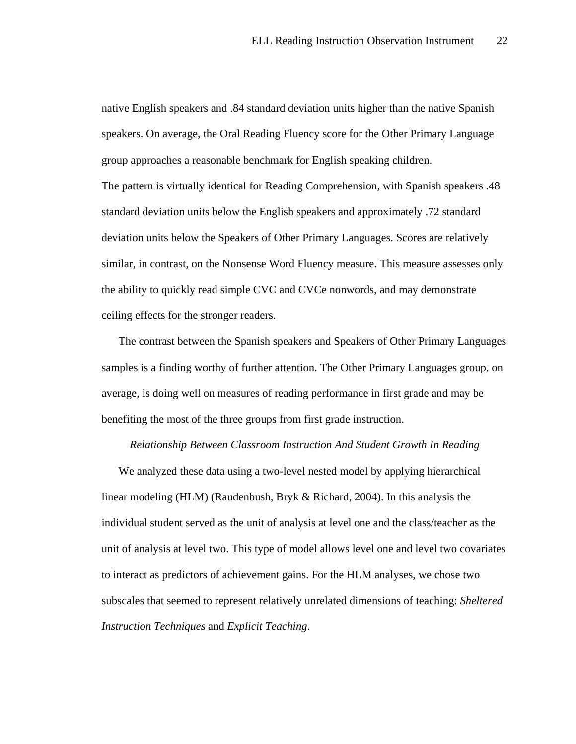native English speakers and .84 standard deviation units higher than the native Spanish speakers. On average, the Oral Reading Fluency score for the Other Primary Language group approaches a reasonable benchmark for English speaking children.

The pattern is virtually identical for Reading Comprehension, with Spanish speakers .48 standard deviation units below the English speakers and approximately .72 standard deviation units below the Speakers of Other Primary Languages. Scores are relatively similar, in contrast, on the Nonsense Word Fluency measure. This measure assesses only the ability to quickly read simple CVC and CVCe nonwords, and may demonstrate ceiling effects for the stronger readers.

The contrast between the Spanish speakers and Speakers of Other Primary Languages samples is a finding worthy of further attention. The Other Primary Languages group, on average, is doing well on measures of reading performance in first grade and may be benefiting the most of the three groups from first grade instruction.

### *Relationship Between Classroom Instruction And Student Growth In Reading*

We analyzed these data using a two-level nested model by applying hierarchical linear modeling (HLM) (Raudenbush, Bryk & Richard, 2004). In this analysis the individual student served as the unit of analysis at level one and the class/teacher as the unit of analysis at level two. This type of model allows level one and level two covariates to interact as predictors of achievement gains. For the HLM analyses, we chose two subscales that seemed to represent relatively unrelated dimensions of teaching: *Sheltered Instruction Techniques* and *Explicit Teaching*.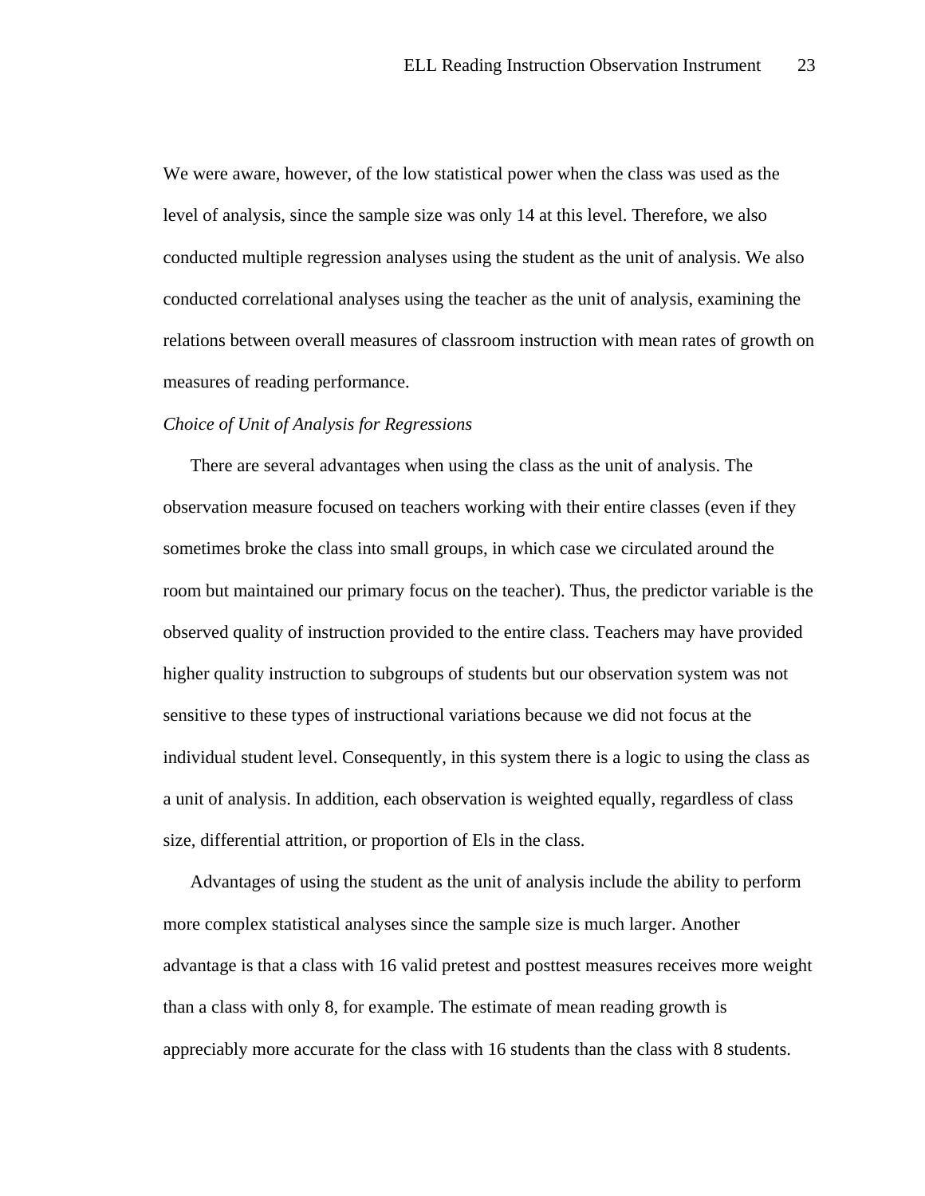We were aware, however, of the low statistical power when the class was used as the level of analysis, since the sample size was only 14 at this level. Therefore, we also conducted multiple regression analyses using the student as the unit of analysis. We also conducted correlational analyses using the teacher as the unit of analysis, examining the relations between overall measures of classroom instruction with mean rates of growth on measures of reading performance.

*Choice of Unit of Analysis for Regressions*

There are several advantages when using the class as the unit of analysis. The observation measure focused on teachers working with their entire classes (even if they sometimes broke the class into small groups, in which case we circulated around the room but maintained our primary focus on the teacher). Thus, the predictor variable is the observed quality of instruction provided to the entire class. Teachers may have provided higher quality instruction to subgroups of students but our observation system was not sensitive to these types of instructional variations because we did not focus at the individual student level. Consequently, in this system there is a logic to using the class as a unit of analysis. In addition, each observation is weighted equally, regardless of class size, differential attrition, or proportion of Els in the class.

Advantages of using the student as the unit of analysis include the ability to perform more complex statistical analyses since the sample size is much larger. Another advantage is that a class with 16 valid pretest and posttest measures receives more weight than a class with only 8, for example. The estimate of mean reading growth is appreciably more accurate for the class with 16 students than the class with 8 students.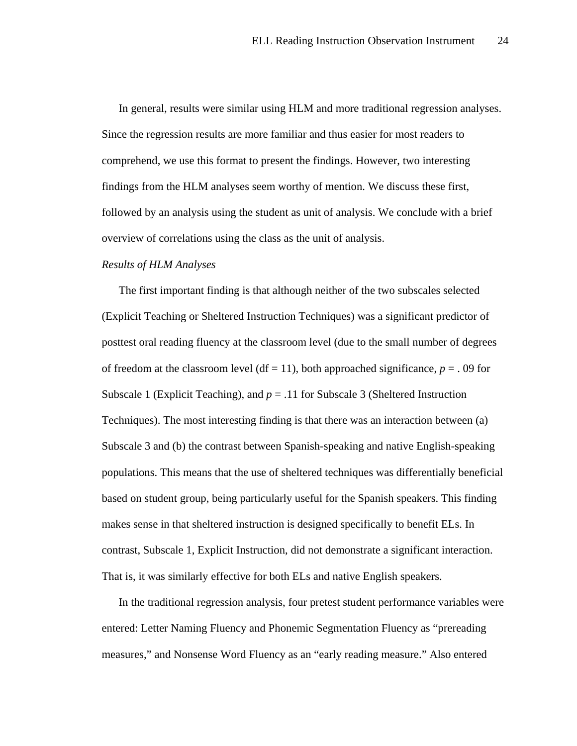In general, results were similar using HLM and more traditional regression analyses. Since the regression results are more familiar and thus easier for most readers to comprehend, we use this format to present the findings. However, two interesting findings from the HLM analyses seem worthy of mention. We discuss these first, followed by an analysis using the student as unit of analysis. We conclude with a brief overview of correlations using the class as the unit of analysis.

*Results of HLM Analyses*

The first important finding is that although neither of the two subscales selected (Explicit Teaching or Sheltered Instruction Techniques) was a significant predictor of posttest oral reading fluency at the classroom level (due to the small number of degrees of freedom at the classroom level (df = 11), both approached significance, $p = .09$ for Subscale 1 (Explicit Teaching), and $p = .11$ for Subscale 3 (Sheltered Instruction Techniques). The most interesting finding is that there was an interaction between (a) Subscale 3 and (b) the contrast between Spanish-speaking and native English-speaking populations. This means that the use of sheltered techniques was differentially beneficial based on student group, being particularly useful for the Spanish speakers. This finding makes sense in that sheltered instruction is designed specifically to benefit ELs. In contrast, Subscale 1, Explicit Instruction, did not demonstrate a significant interaction. That is, it was similarly effective for both ELs and native English speakers.

In the traditional regression analysis, four pretest student performance variables were entered: Letter Naming Fluency and Phonemic Segmentation Fluency as "prereading measures," and Nonsense Word Fluency as an "early reading measure." Also entered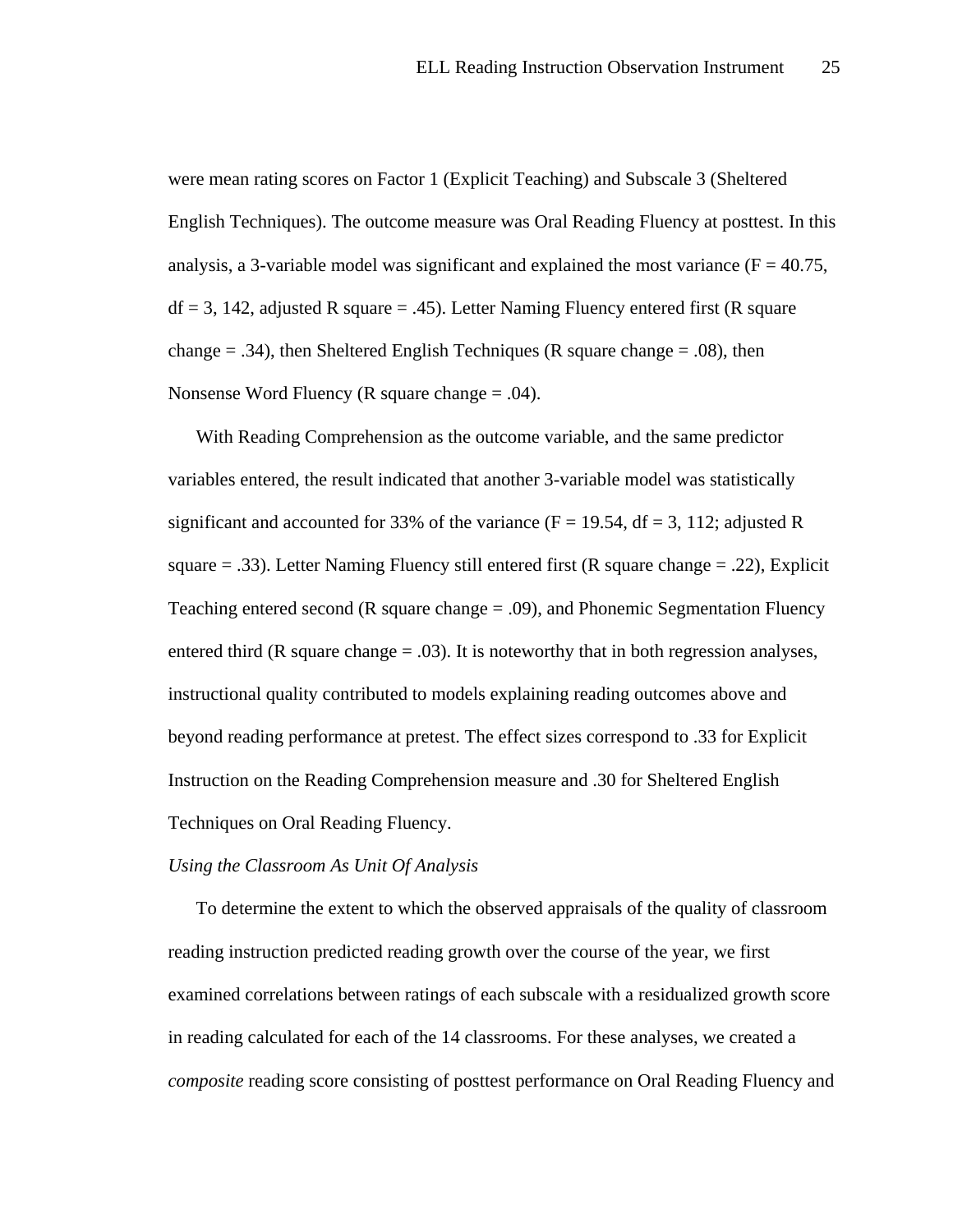were mean rating scores on Factor 1 (Explicit Teaching) and Subscale 3 (Sheltered English Techniques). The outcome measure was Oral Reading Fluency at posttest. In this analysis, a 3-variable model was significant and explained the most variance ($F = 40.75$, $df = 3, 142$, adjusted $R$ square = .45). Letter Naming Fluency entered first ($R$ square change = .34), then Sheltered English Techniques ($R$ square change = .08), then Nonsense Word Fluency ($R$ square change = .04).

With Reading Comprehension as the outcome variable, and the same predictor variables entered, the result indicated that another 3-variable model was statistically significant and accounted for 33% of the variance ($F = 19.54$, $df = 3, 112$; adjusted $R$ square = .33). Letter Naming Fluency still entered first ($R$ square change = .22), Explicit Teaching entered second ($R$ square change = .09), and Phonemic Segmentation Fluency entered third ($R$ square change = .03). It is noteworthy that in both regression analyses, instructional quality contributed to models explaining reading outcomes above and beyond reading performance at pretest. The effect sizes correspond to .33 for Explicit Instruction on the Reading Comprehension measure and .30 for Sheltered English Techniques on Oral Reading Fluency.

*Using the Classroom As Unit Of Analysis*

To determine the extent to which the observed appraisals of the quality of classroom reading instruction predicted reading growth over the course of the year, we first examined correlations between ratings of each subscale with a residualized growth score in reading calculated for each of the 14 classrooms. For these analyses, we created a *composite* reading score consisting of posttest performance on Oral Reading Fluency and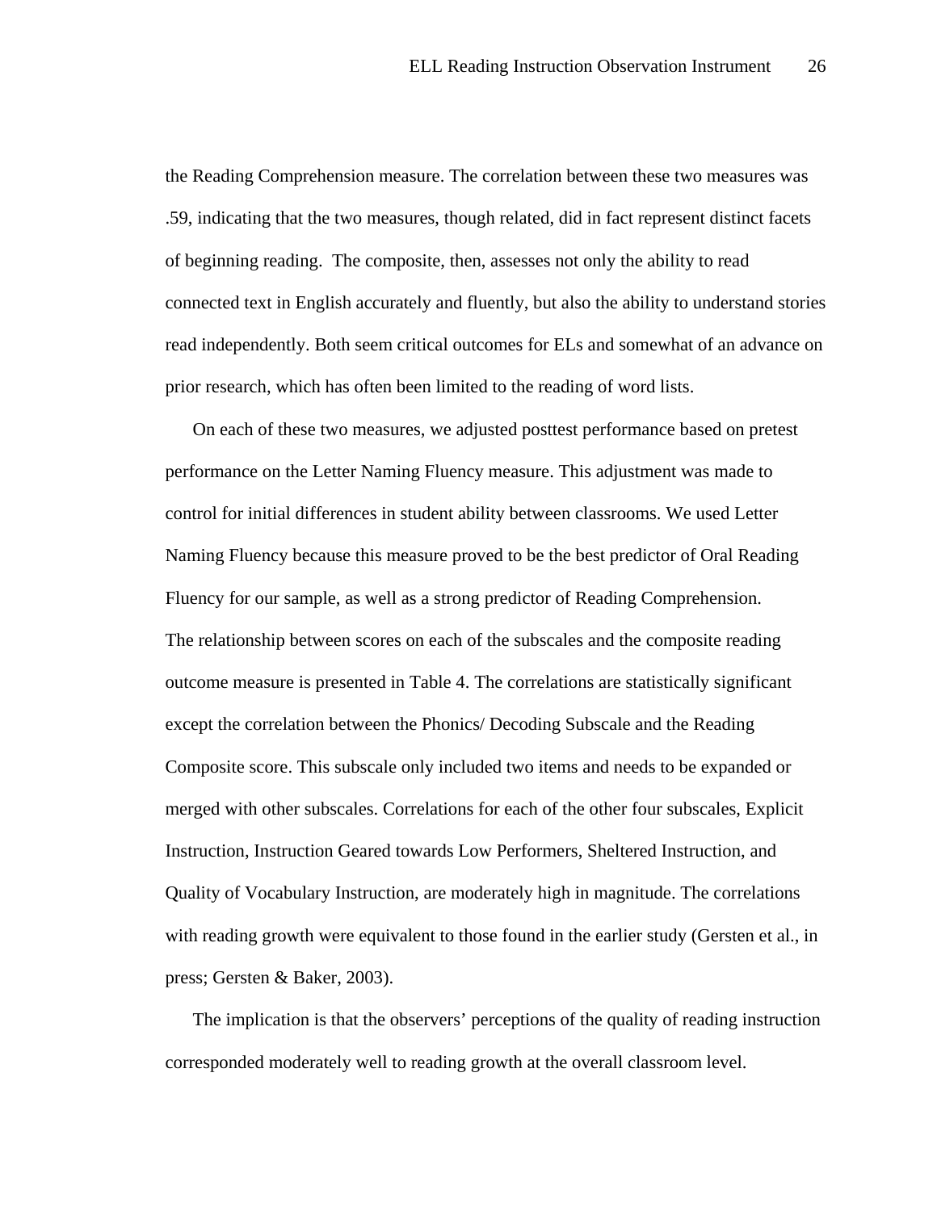the Reading Comprehension measure. The correlation between these two measures was .59, indicating that the two measures, though related, did in fact represent distinct facets of beginning reading. The composite, then, assesses not only the ability to read connected text in English accurately and fluently, but also the ability to understand stories read independently. Both seem critical outcomes for ELs and somewhat of an advance on prior research, which has often been limited to the reading of word lists.

On each of these two measures, we adjusted posttest performance based on pretest performance on the Letter Naming Fluency measure. This adjustment was made to control for initial differences in student ability between classrooms. We used Letter Naming Fluency because this measure proved to be the best predictor of Oral Reading Fluency for our sample, as well as a strong predictor of Reading Comprehension. The relationship between scores on each of the subscales and the composite reading outcome measure is presented in Table 4. The correlations are statistically significant except the correlation between the Phonics/ Decoding Subscale and the Reading Composite score. This subscale only included two items and needs to be expanded or merged with other subscales. Correlations for each of the other four subscales, Explicit Instruction, Instruction Geared towards Low Performers, Sheltered Instruction, and Quality of Vocabulary Instruction, are moderately high in magnitude. The correlations with reading growth were equivalent to those found in the earlier study (Gersten et al., in press; Gersten & Baker, 2003).

The implication is that the observers' perceptions of the quality of reading instruction corresponded moderately well to reading growth at the overall classroom level.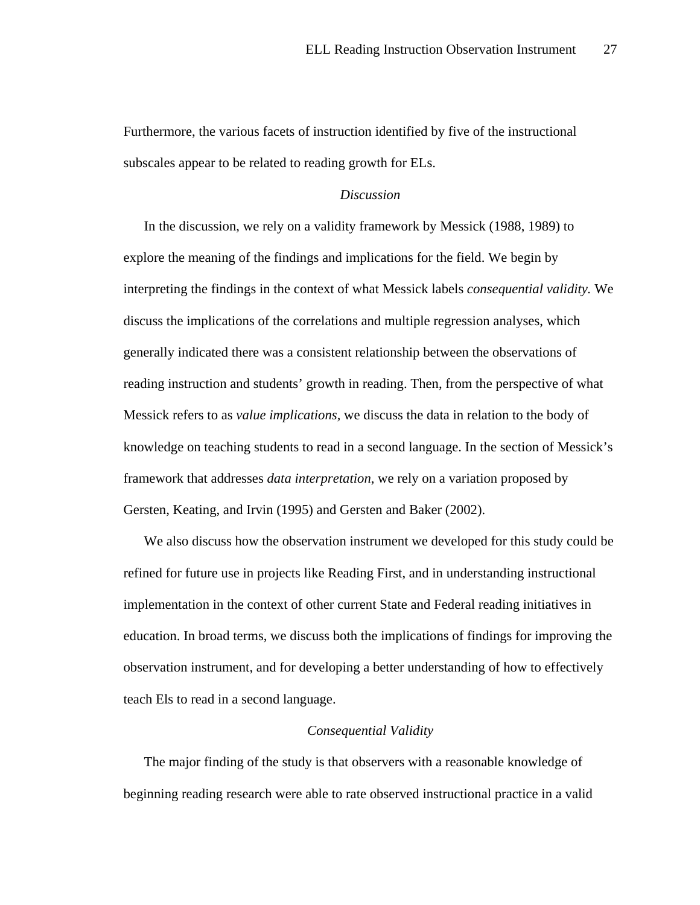Furthermore, the various facets of instruction identified by five of the instructional subscales appear to be related to reading growth for ELs.

## *Discussion*

In the discussion, we rely on a validity framework by Messick (1988, 1989) to explore the meaning of the findings and implications for the field. We begin by interpreting the findings in the context of what Messick labels *consequential validity.* We discuss the implications of the correlations and multiple regression analyses, which generally indicated there was a consistent relationship between the observations of reading instruction and students' growth in reading. Then, from the perspective of what Messick refers to as *value implications,* we discuss the data in relation to the body of knowledge on teaching students to read in a second language. In the section of Messick's framework that addresses *data interpretation*, we rely on a variation proposed by Gersten, Keating, and Irvin (1995) and Gersten and Baker (2002).

We also discuss how the observation instrument we developed for this study could be refined for future use in projects like Reading First, and in understanding instructional implementation in the context of other current State and Federal reading initiatives in education. In broad terms, we discuss both the implications of findings for improving the observation instrument, and for developing a better understanding of how to effectively teach Els to read in a second language.

### *Consequential Validity*

The major finding of the study is that observers with a reasonable knowledge of beginning reading research were able to rate observed instructional practice in a valid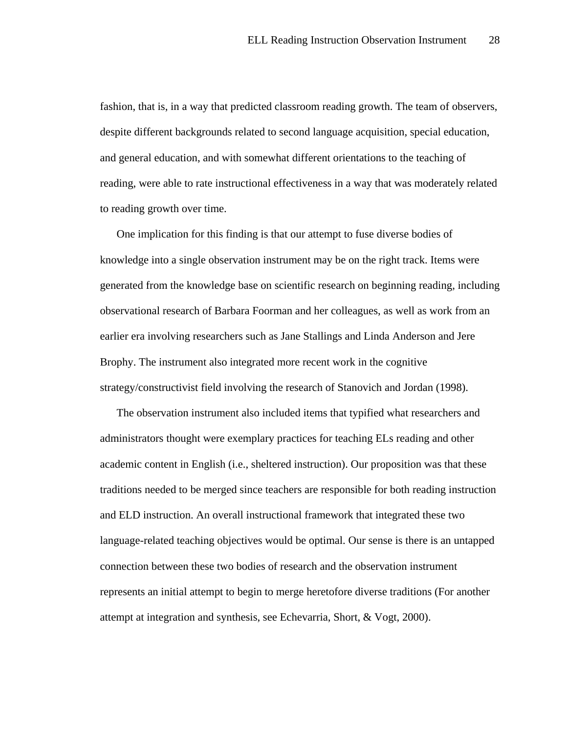fashion, that is, in a way that predicted classroom reading growth. The team of observers, despite different backgrounds related to second language acquisition, special education, and general education, and with somewhat different orientations to the teaching of reading, were able to rate instructional effectiveness in a way that was moderately related to reading growth over time.

One implication for this finding is that our attempt to fuse diverse bodies of knowledge into a single observation instrument may be on the right track. Items were generated from the knowledge base on scientific research on beginning reading, including observational research of Barbara Foorman and her colleagues, as well as work from an earlier era involving researchers such as Jane Stallings and Linda Anderson and Jere Brophy. The instrument also integrated more recent work in the cognitive strategy/constructivist field involving the research of Stanovich and Jordan (1998).

The observation instrument also included items that typified what researchers and administrators thought were exemplary practices for teaching ELs reading and other academic content in English (i.e., sheltered instruction). Our proposition was that these traditions needed to be merged since teachers are responsible for both reading instruction and ELD instruction. An overall instructional framework that integrated these two language-related teaching objectives would be optimal. Our sense is there is an untapped connection between these two bodies of research and the observation instrument represents an initial attempt to begin to merge heretofore diverse traditions (For another attempt at integration and synthesis, see Echevarria, Short, & Vogt, 2000).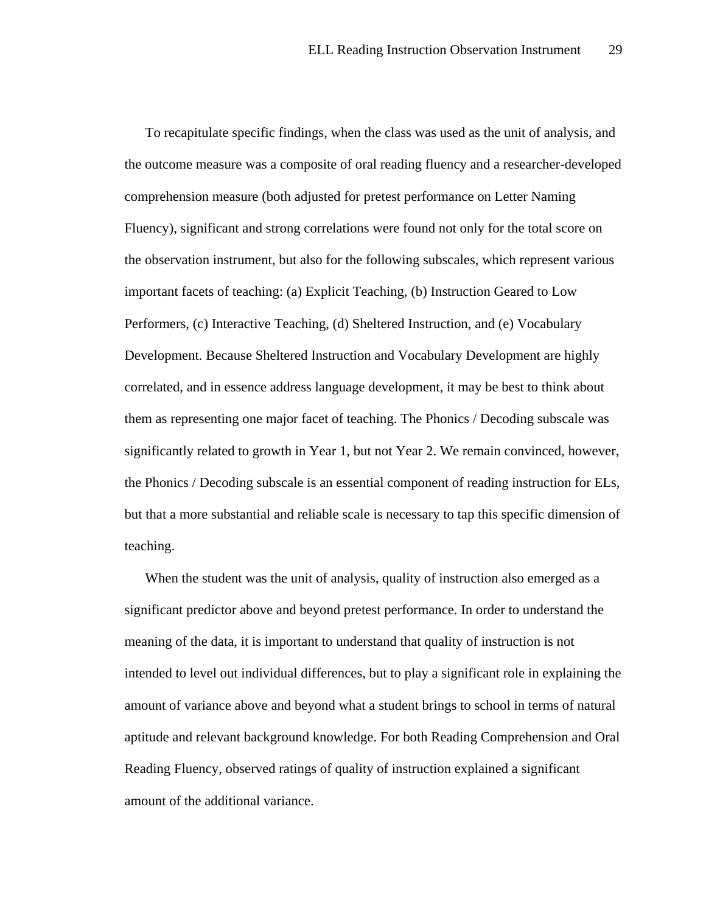To recapitulate specific findings, when the class was used as the unit of analysis, and the outcome measure was a composite of oral reading fluency and a researcher-developed comprehension measure (both adjusted for pretest performance on Letter Naming Fluency), significant and strong correlations were found not only for the total score on the observation instrument, but also for the following subscales, which represent various important facets of teaching: (a) Explicit Teaching, (b) Instruction Geared to Low Performers, (c) Interactive Teaching, (d) Sheltered Instruction, and (e) Vocabulary Development. Because Sheltered Instruction and Vocabulary Development are highly correlated, and in essence address language development, it may be best to think about them as representing one major facet of teaching. The Phonics / Decoding subscale was significantly related to growth in Year 1, but not Year 2. We remain convinced, however, the Phonics / Decoding subscale is an essential component of reading instruction for ELs, but that a more substantial and reliable scale is necessary to tap this specific dimension of teaching.

When the student was the unit of analysis, quality of instruction also emerged as a significant predictor above and beyond pretest performance. In order to understand the meaning of the data, it is important to understand that quality of instruction is not intended to level out individual differences, but to play a significant role in explaining the amount of variance above and beyond what a student brings to school in terms of natural aptitude and relevant background knowledge. For both Reading Comprehension and Oral Reading Fluency, observed ratings of quality of instruction explained a significant amount of the additional variance.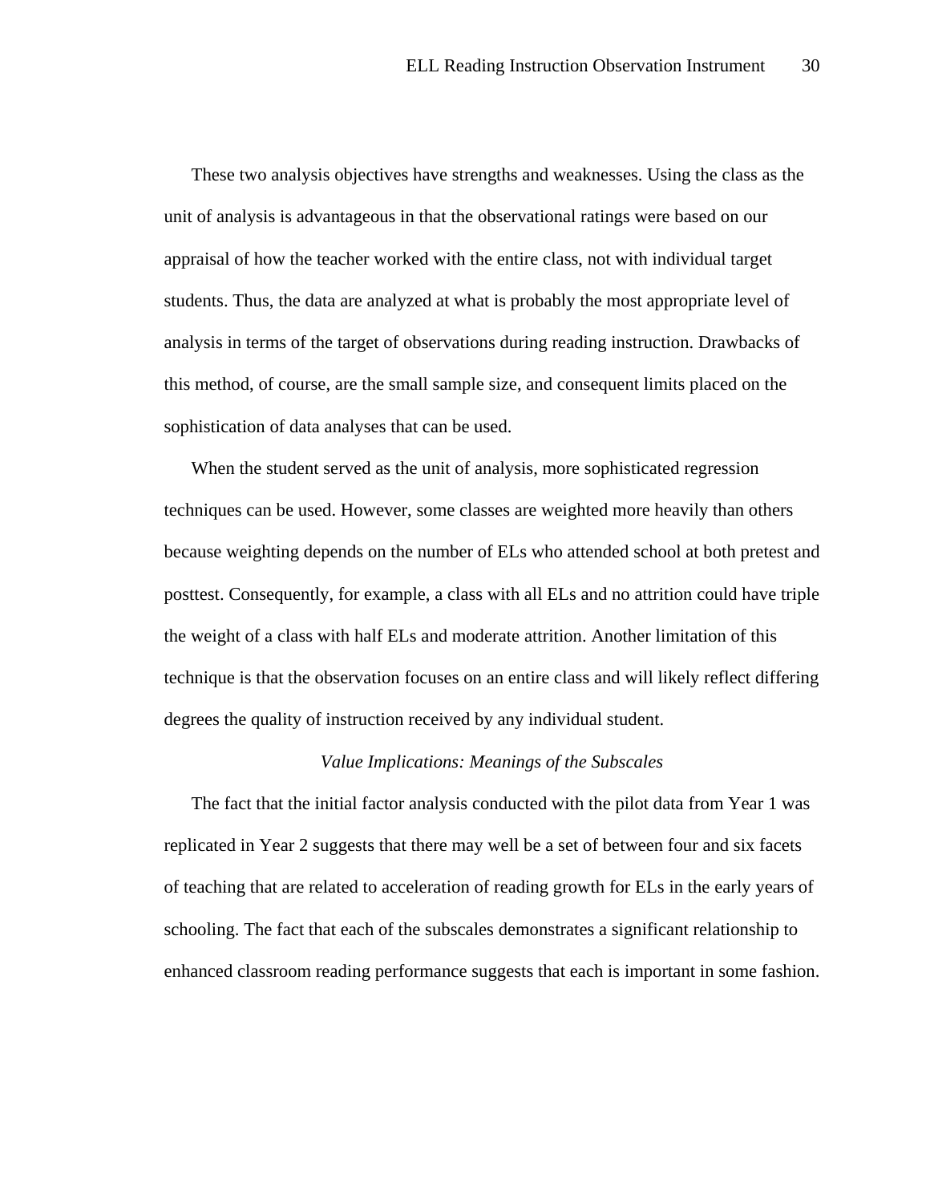These two analysis objectives have strengths and weaknesses. Using the class as the unit of analysis is advantageous in that the observational ratings were based on our appraisal of how the teacher worked with the entire class, not with individual target students. Thus, the data are analyzed at what is probably the most appropriate level of analysis in terms of the target of observations during reading instruction. Drawbacks of this method, of course, are the small sample size, and consequent limits placed on the sophistication of data analyses that can be used.

When the student served as the unit of analysis, more sophisticated regression techniques can be used. However, some classes are weighted more heavily than others because weighting depends on the number of ELs who attended school at both pretest and posttest. Consequently, for example, a class with all ELs and no attrition could have triple the weight of a class with half ELs and moderate attrition. Another limitation of this technique is that the observation focuses on an entire class and will likely reflect differing degrees the quality of instruction received by any individual student.

### *Value Implications: Meanings of the Subscales*

The fact that the initial factor analysis conducted with the pilot data from Year 1 was replicated in Year 2 suggests that there may well be a set of between four and six facets of teaching that are related to acceleration of reading growth for ELs in the early years of schooling. The fact that each of the subscales demonstrates a significant relationship to enhanced classroom reading performance suggests that each is important in some fashion.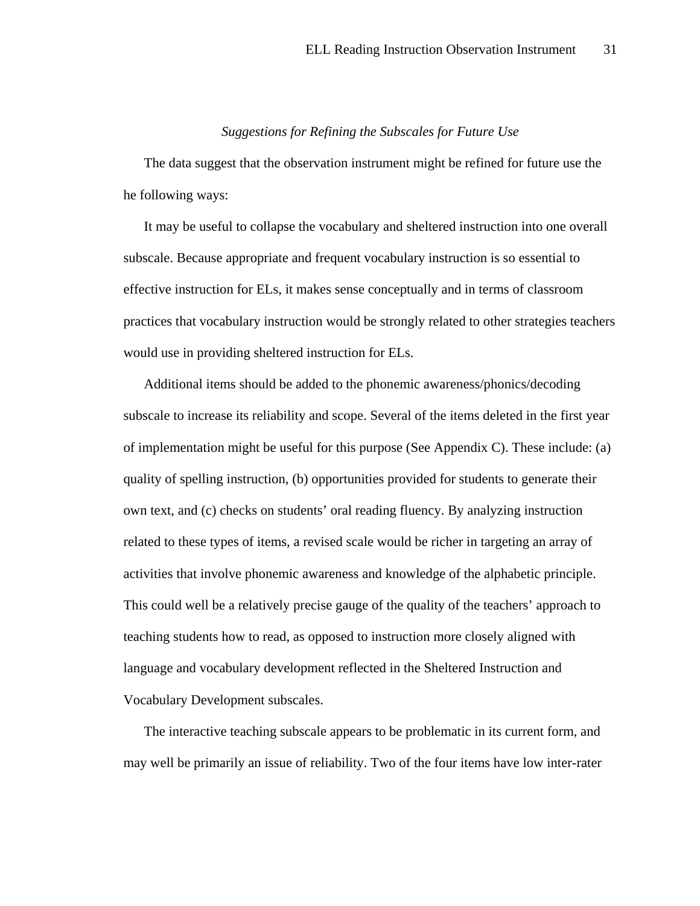*Suggestions for Refining the Subscales for Future Use*

The data suggest that the observation instrument might be refined for future use the he following ways:

It may be useful to collapse the vocabulary and sheltered instruction into one overall subscale. Because appropriate and frequent vocabulary instruction is so essential to effective instruction for ELs, it makes sense conceptually and in terms of classroom practices that vocabulary instruction would be strongly related to other strategies teachers would use in providing sheltered instruction for ELs.

Additional items should be added to the phonemic awareness/phonics/decoding subscale to increase its reliability and scope. Several of the items deleted in the first year of implementation might be useful for this purpose (See Appendix C). These include: (a) quality of spelling instruction, (b) opportunities provided for students to generate their own text, and (c) checks on students' oral reading fluency. By analyzing instruction related to these types of items, a revised scale would be richer in targeting an array of activities that involve phonemic awareness and knowledge of the alphabetic principle. This could well be a relatively precise gauge of the quality of the teachers' approach to teaching students how to read, as opposed to instruction more closely aligned with language and vocabulary development reflected in the Sheltered Instruction and Vocabulary Development subscales.

The interactive teaching subscale appears to be problematic in its current form, and may well be primarily an issue of reliability. Two of the four items have low inter-rater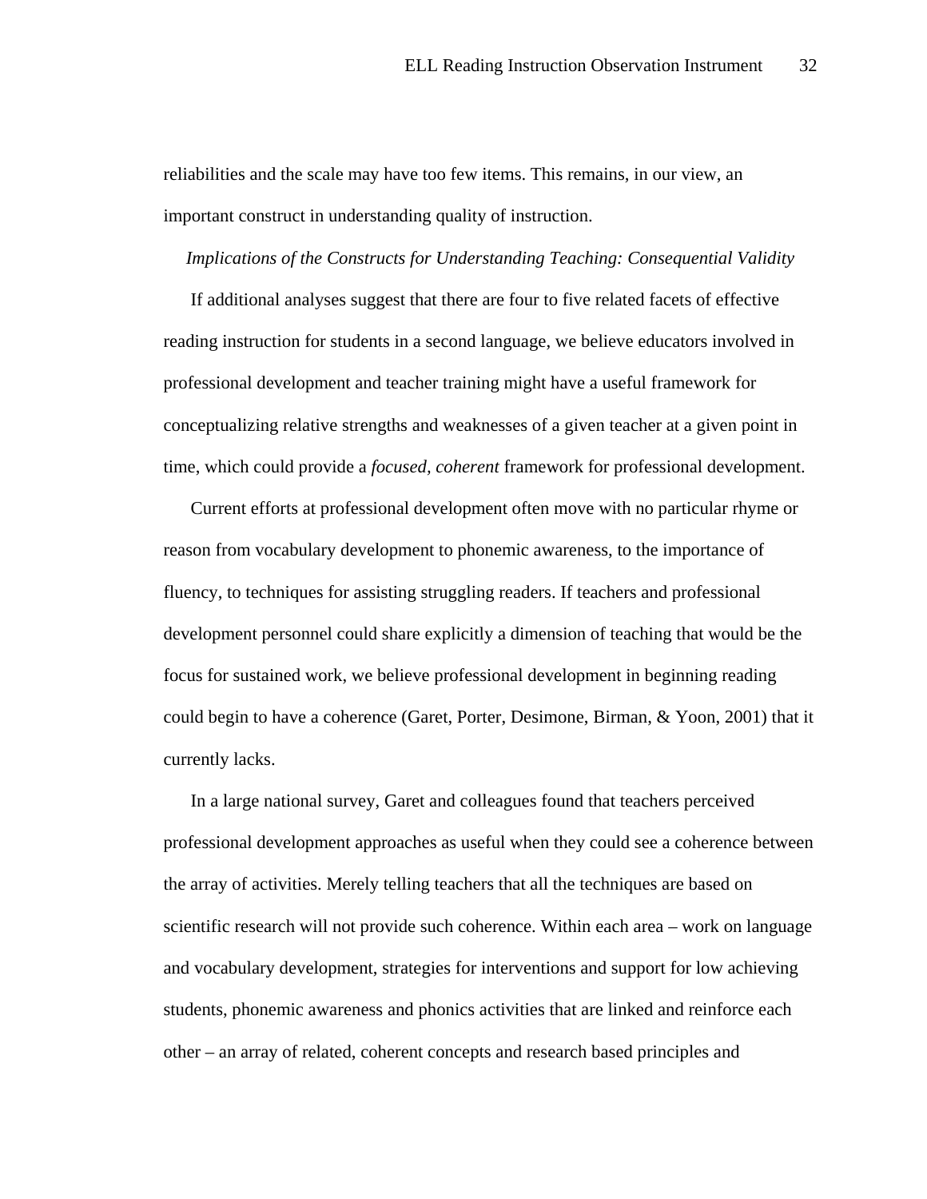reliabilities and the scale may have too few items. This remains, in our view, an important construct in understanding quality of instruction.

### *Implications of the Constructs for Understanding Teaching: Consequential Validity*

If additional analyses suggest that there are four to five related facets of effective reading instruction for students in a second language, we believe educators involved in professional development and teacher training might have a useful framework for conceptualizing relative strengths and weaknesses of a given teacher at a given point in time, which could provide a *focused*, *coherent* framework for professional development.

Current efforts at professional development often move with no particular rhyme or reason from vocabulary development to phonemic awareness, to the importance of fluency, to techniques for assisting struggling readers. If teachers and professional development personnel could share explicitly a dimension of teaching that would be the focus for sustained work, we believe professional development in beginning reading could begin to have a coherence (Garet, Porter, Desimone, Birman, & Yoon, 2001) that it currently lacks.

In a large national survey, Garet and colleagues found that teachers perceived professional development approaches as useful when they could see a coherence between the array of activities. Merely telling teachers that all the techniques are based on scientific research will not provide such coherence. Within each area – work on language and vocabulary development, strategies for interventions and support for low achieving students, phonemic awareness and phonics activities that are linked and reinforce each other – an array of related, coherent concepts and research based principles and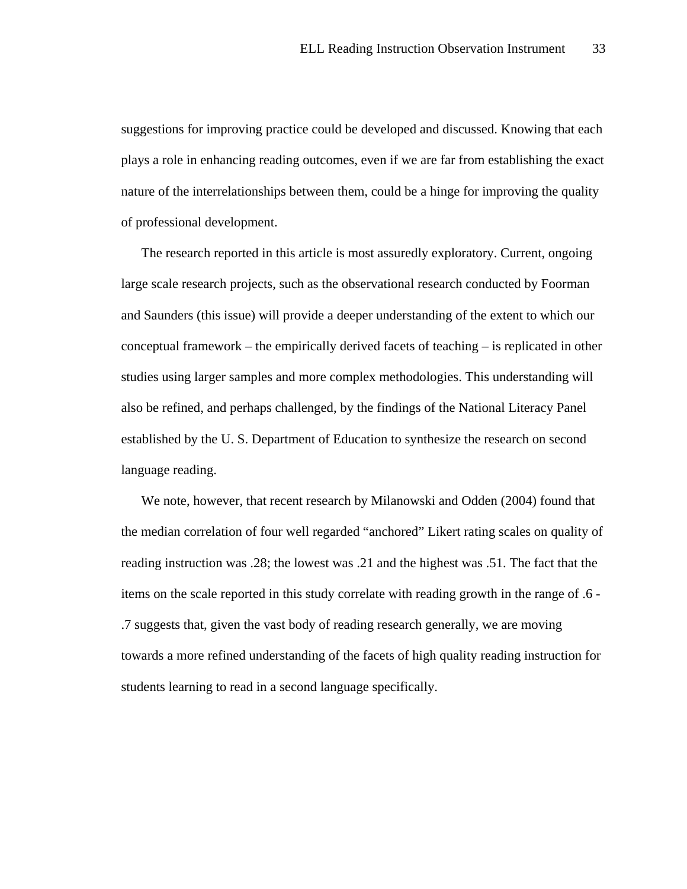suggestions for improving practice could be developed and discussed. Knowing that each plays a role in enhancing reading outcomes, even if we are far from establishing the exact nature of the interrelationships between them, could be a hinge for improving the quality of professional development.

The research reported in this article is most assuredly exploratory. Current, ongoing large scale research projects, such as the observational research conducted by Foorman and Saunders (this issue) will provide a deeper understanding of the extent to which our conceptual framework – the empirically derived facets of teaching – is replicated in other studies using larger samples and more complex methodologies. This understanding will also be refined, and perhaps challenged, by the findings of the National Literacy Panel established by the U. S. Department of Education to synthesize the research on second language reading.

We note, however, that recent research by Milanowski and Odden (2004) found that the median correlation of four well regarded "anchored" Likert rating scales on quality of reading instruction was .28; the lowest was .21 and the highest was .51. The fact that the items on the scale reported in this study correlate with reading growth in the range of .6 - .7 suggests that, given the vast body of reading research generally, we are moving towards a more refined understanding of the facets of high quality reading instruction for students learning to read in a second language specifically.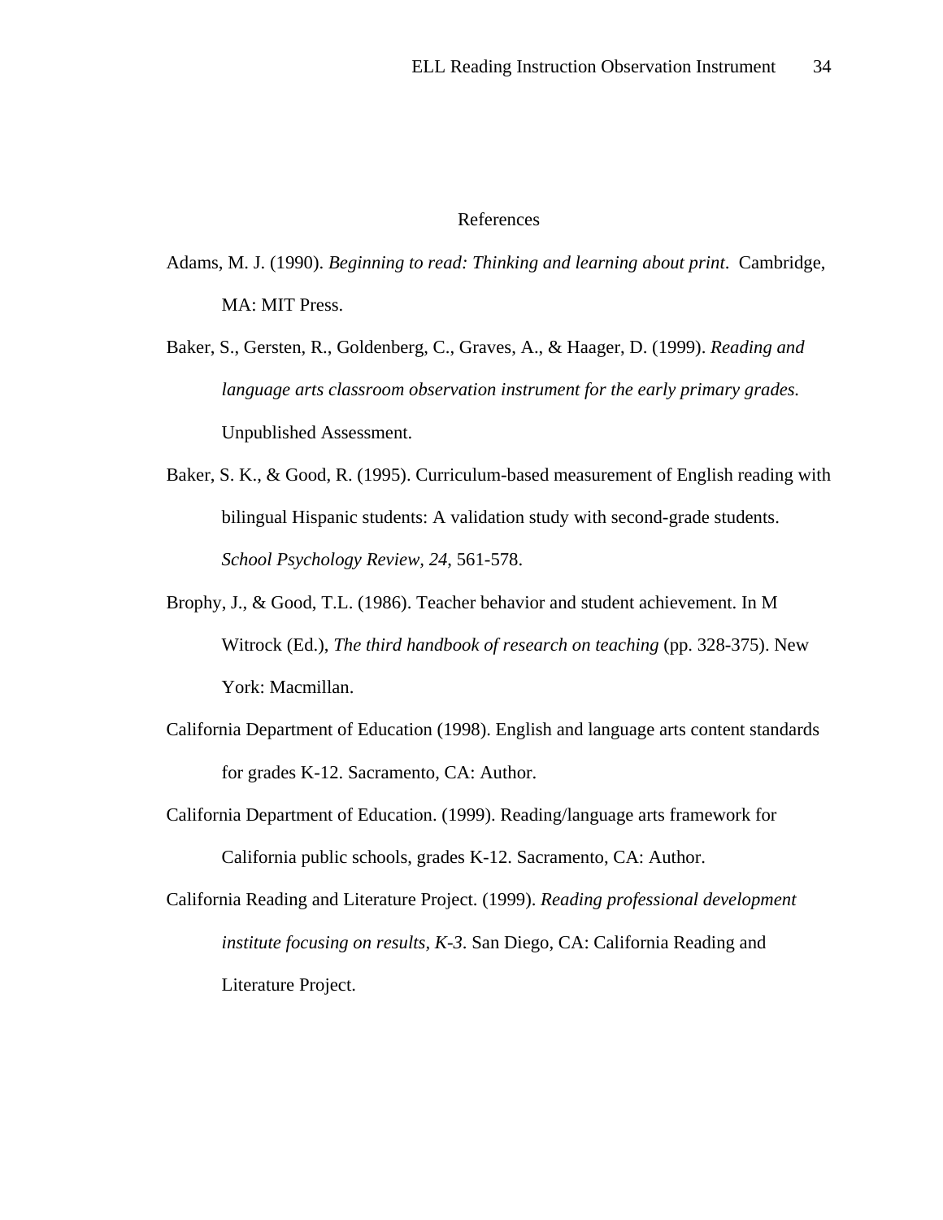# References

Adams, M. J. (1990). *Beginning to read: Thinking and learning about print*. Cambridge, MA: MIT Press.

Baker, S., Gersten, R., Goldenberg, C., Graves, A., & Haager, D. (1999). *Reading and language arts classroom observation instrument for the early primary grades.* Unpublished Assessment.

Baker, S. K., & Good, R. (1995). Curriculum-based measurement of English reading with bilingual Hispanic students: A validation study with second-grade students. *School Psychology Review, 24*, 561-578.

Brophy, J., & Good, T.L. (1986). Teacher behavior and student achievement. In M Witrock (Ed.), *The third handbook of research on teaching* (pp. 328-375). New York: Macmillan.

California Department of Education (1998). English and language arts content standards for grades K-12. Sacramento, CA: Author.

California Department of Education. (1999). Reading/language arts framework for California public schools, grades K-12. Sacramento, CA: Author.

California Reading and Literature Project. (1999). *Reading professional development institute focusing on results, K-3*. San Diego, CA: California Reading and Literature Project.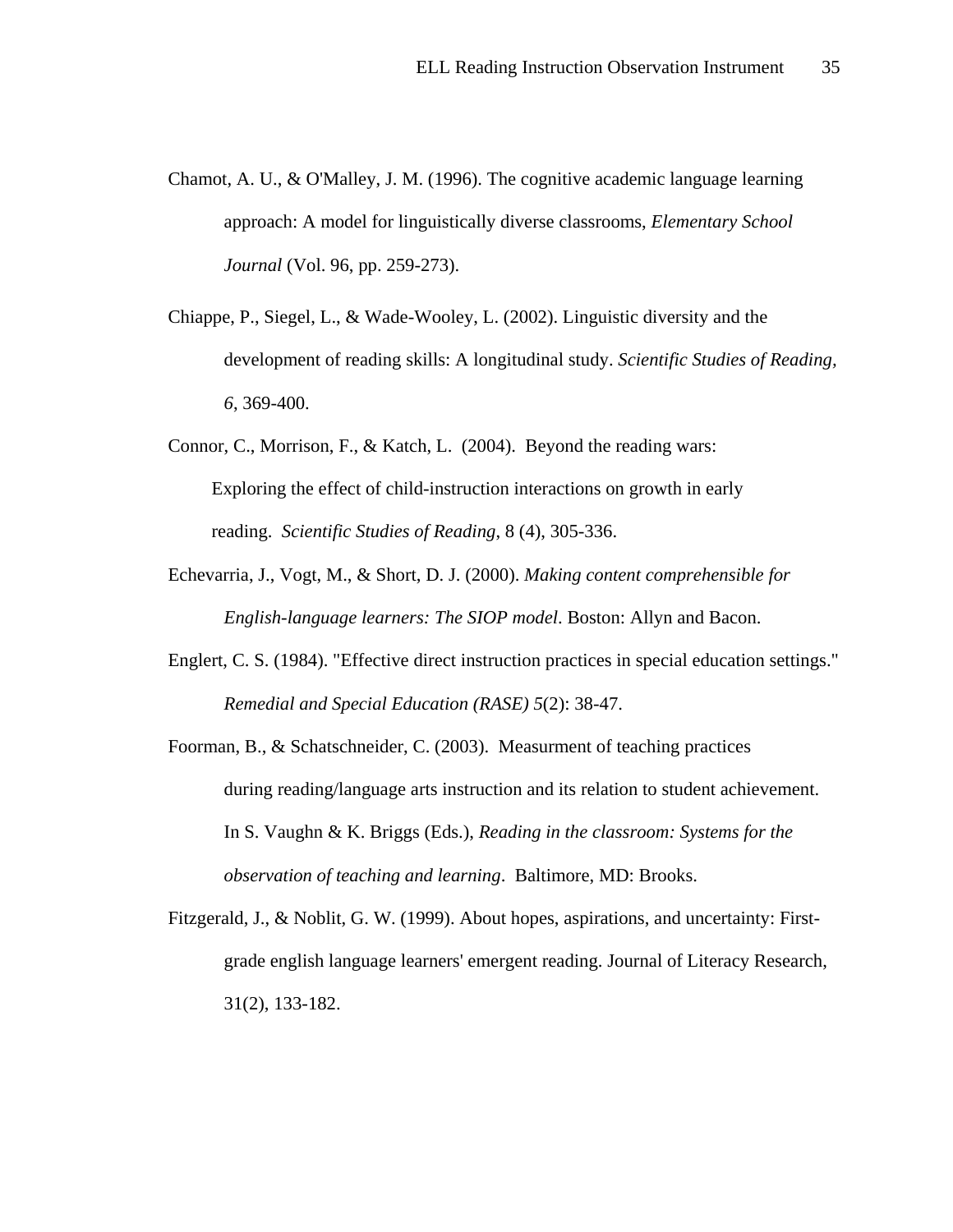Chamot, A. U., & O'Malley, J. M. (1996). The cognitive academic language learning approach: A model for linguistically diverse classrooms, *Elementary School Journal* (Vol. 96, pp. 259-273).

Chiappe, P., Siegel, L., & Wade-Wooley, L. (2002). Linguistic diversity and the development of reading skills: A longitudinal study. *Scientific Studies of Reading, 6*, 369-400.

Connor, C., Morrison, F., & Katch, L. (2004). Beyond the reading wars: Exploring the effect of child-instruction interactions on growth in early reading. *Scientific Studies of Reading*, 8 (4), 305-336.

Echevarria, J., Vogt, M., & Short, D. J. (2000). *Making content comprehensible for English-language learners: The SIOP model*. Boston: Allyn and Bacon.

Englert, C. S. (1984). "Effective direct instruction practices in special education settings." *Remedial and Special Education (RASE) 5*(2): 38-47.

Foorman, B., & Schatschneider, C. (2003). Measurment of teaching practices during reading/language arts instruction and its relation to student achievement. In S. Vaughn & K. Briggs (Eds.), *Reading in the classroom: Systems for the observation of teaching and learning*. Baltimore, MD: Brooks.

Fitzgerald, J., & Noblit, G. W. (1999). About hopes, aspirations, and uncertainty: First-grade english language learners' emergent reading. Journal of Literacy Research, 31(2), 133-182.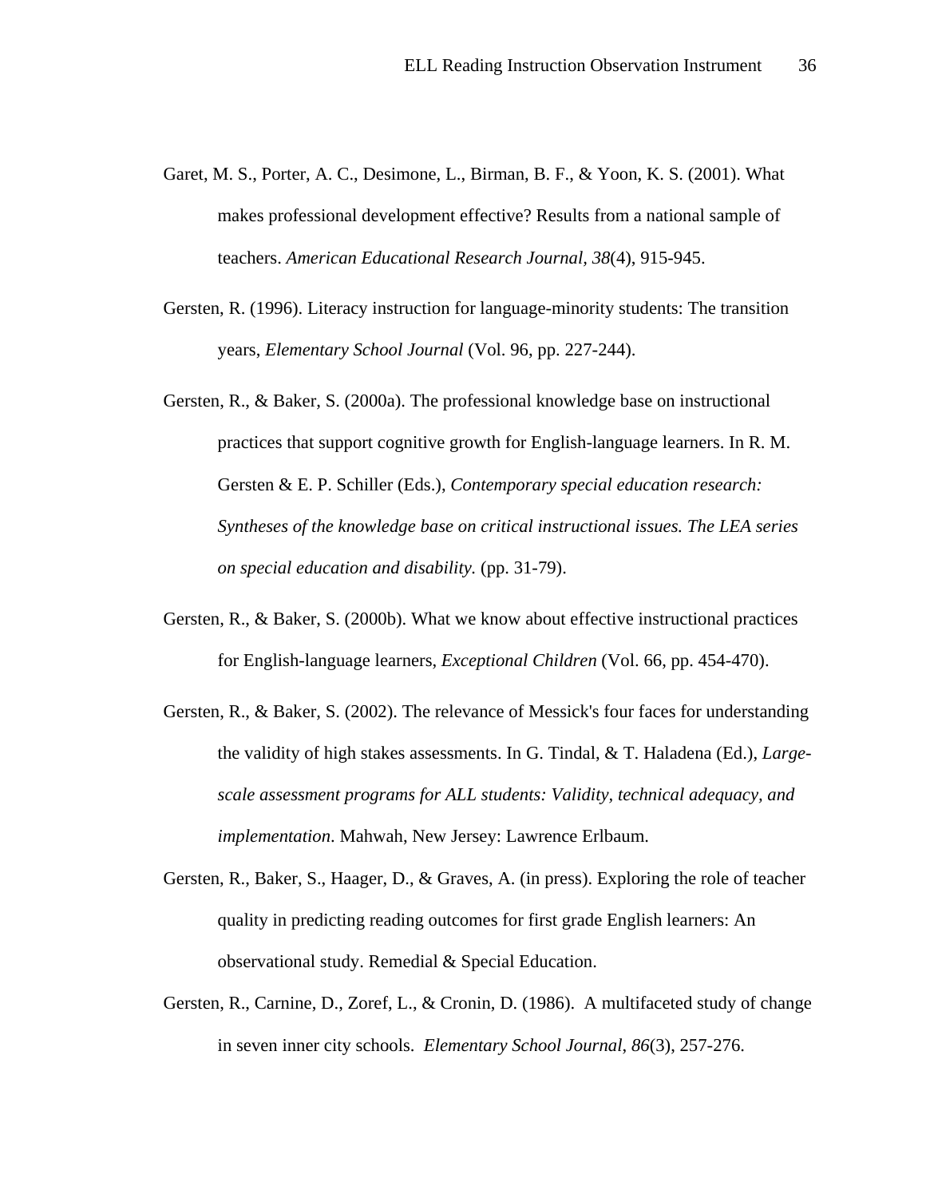Garet, M. S., Porter, A. C., Desimone, L., Birman, B. F., & Yoon, K. S. (2001). What makes professional development effective? Results from a national sample of teachers. *American Educational Research Journal, 38*(4), 915-945.

Gersten, R. (1996). Literacy instruction for language-minority students: The transition years, *Elementary School Journal* (Vol. 96, pp. 227-244).

Gersten, R., & Baker, S. (2000a). The professional knowledge base on instructional practices that support cognitive growth for English-language learners. In R. M. Gersten & E. P. Schiller (Eds.), *Contemporary special education research: Syntheses of the knowledge base on critical instructional issues. The LEA series on special education and disability.* (pp. 31-79).

Gersten, R., & Baker, S. (2000b). What we know about effective instructional practices for English-language learners, *Exceptional Children* (Vol. 66, pp. 454-470).

Gersten, R., & Baker, S. (2002). The relevance of Messick's four faces for understanding the validity of high stakes assessments. In G. Tindal, & T. Haladena (Ed.), *Large-scale assessment programs for ALL students: Validity, technical adequacy, and implementation*. Mahwah, New Jersey: Lawrence Erlbaum.

Gersten, R., Baker, S., Haager, D., & Graves, A. (in press). Exploring the role of teacher quality in predicting reading outcomes for first grade English learners: An observational study. Remedial & Special Education.

Gersten, R., Carnine, D., Zoref, L., & Cronin, D. (1986). A multifaceted study of change in seven inner city schools. *Elementary School Journal*, *86*(3), 257-276.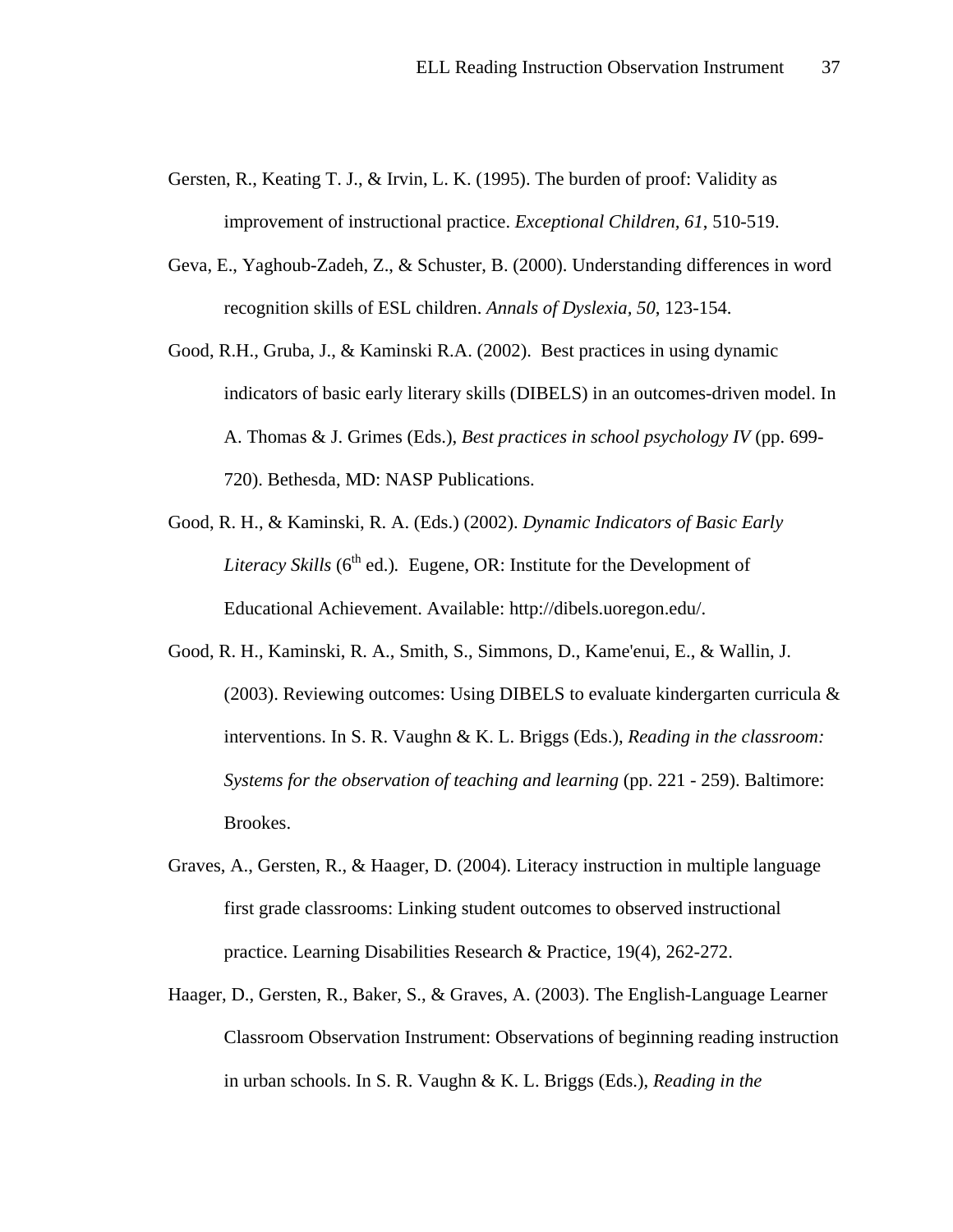Gersten, R., Keating T. J., & Irvin, L. K. (1995). The burden of proof: Validity as improvement of instructional practice. *Exceptional Children, 61*, 510-519.

Geva, E., Yaghoub-Zadeh, Z., & Schuster, B. (2000). Understanding differences in word recognition skills of ESL children. *Annals of Dyslexia, 50*, 123-154.

Good, R.H., Gruba, J., & Kaminski R.A. (2002). Best practices in using dynamic indicators of basic early literary skills (DIBELS) in an outcomes-driven model. In A. Thomas & J. Grimes (Eds.), *Best practices in school psychology IV* (pp. 699-720). Bethesda, MD: NASP Publications.

Good, R. H., & Kaminski, R. A. (Eds.) (2002). *Dynamic Indicators of Basic Early Literacy Skills* (6th ed.). Eugene, OR: Institute for the Development of Educational Achievement. Available: http://dibels.uoregon.edu/.

Good, R. H., Kaminski, R. A., Smith, S., Simmons, D., Kame'enui, E., & Wallin, J. (2003). Reviewing outcomes: Using DIBELS to evaluate kindergarten curricula & interventions. In S. R. Vaughn & K. L. Briggs (Eds.), *Reading in the classroom: Systems for the observation of teaching and learning* (pp. 221 - 259). Baltimore: Brookes.

Graves, A., Gersten, R., & Haager, D. (2004). Literacy instruction in multiple language first grade classrooms: Linking student outcomes to observed instructional practice. Learning Disabilities Research & Practice, 19(4), 262-272.

Haager, D., Gersten, R., Baker, S., & Graves, A. (2003). The English-Language Learner Classroom Observation Instrument: Observations of beginning reading instruction in urban schools. In S. R. Vaughn & K. L. Briggs (Eds.), *Reading in the*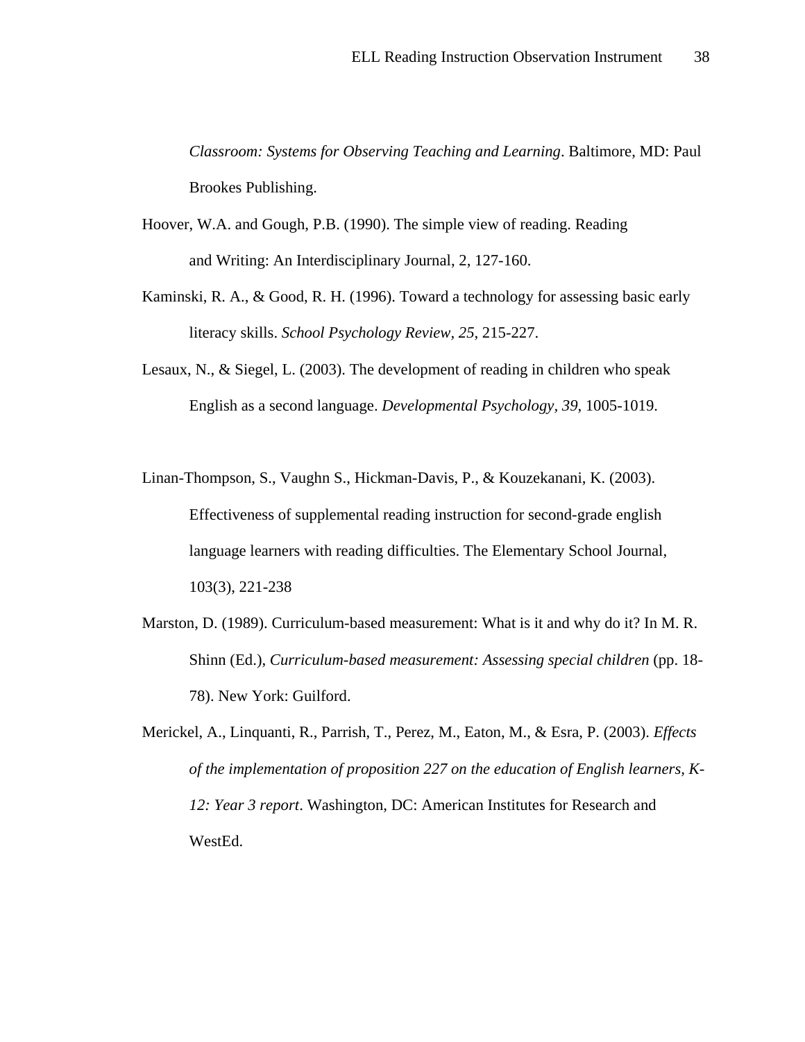*Classroom: Systems for Observing Teaching and Learning*. Baltimore, MD: Paul Brookes Publishing.

Hoover, W.A. and Gough, P.B. (1990). The simple view of reading. Reading and Writing: An Interdisciplinary Journal, 2, 127-160.

Kaminski, R. A., & Good, R. H. (1996). Toward a technology for assessing basic early literacy skills. *School Psychology Review, 25*, 215-227.

Lesaux, N., & Siegel, L. (2003). The development of reading in children who speak English as a second language. *Developmental Psychology, 39*, 1005-1019.

Linan-Thompson, S., Vaughn S., Hickman-Davis, P., & Kouzekanani, K. (2003). Effectiveness of supplemental reading instruction for second-grade english language learners with reading difficulties. The Elementary School Journal, 103(3), 221-238

Marston, D. (1989). Curriculum-based measurement: What is it and why do it? In M. R. Shinn (Ed.), *Curriculum-based measurement: Assessing special children* (pp. 18-78). New York: Guilford.

Merickel, A., Linquanti, R., Parrish, T., Perez, M., Eaton, M., & Esra, P. (2003). *Effects of the implementation of proposition 227 on the education of English learners, K-12: Year 3 report*. Washington, DC: American Institutes for Research and WestEd.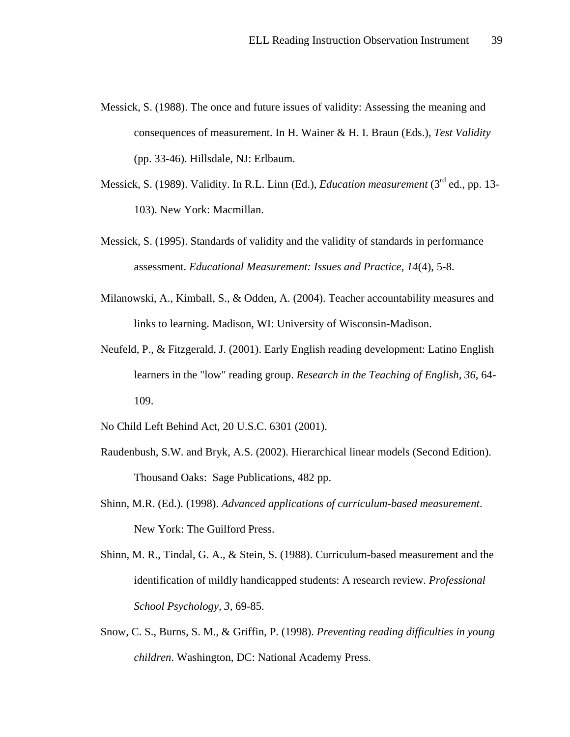Messick, S. (1988). The once and future issues of validity: Assessing the meaning and consequences of measurement. In H. Wainer & H. I. Braun (Eds.), *Test Validity* (pp. 33-46). Hillsdale, NJ: Erlbaum.

Messick, S. (1989). Validity. In R.L. Linn (Ed.), *Education measurement* (3rd ed., pp. 13-103). New York: Macmillan.

Messick, S. (1995). Standards of validity and the validity of standards in performance assessment. *Educational Measurement: Issues and Practice, 14*(4), 5-8.

Milanowski, A., Kimball, S., & Odden, A. (2004). Teacher accountability measures and links to learning. Madison, WI: University of Wisconsin-Madison.

Neufeld, P., & Fitzgerald, J. (2001). Early English reading development: Latino English learners in the "low" reading group. *Research in the Teaching of English, 36*, 64-109.

No Child Left Behind Act, 20 U.S.C. 6301 (2001).

Raudenbush, S.W. and Bryk, A.S. (2002). Hierarchical linear models (Second Edition). Thousand Oaks: Sage Publications, 482 pp.

Shinn, M.R. (Ed.). (1998). *Advanced applications of curriculum-based measurement*. New York: The Guilford Press.

Shinn, M. R., Tindal, G. A., & Stein, S. (1988). Curriculum-based measurement and the identification of mildly handicapped students: A research review. *Professional School Psychology, 3*, 69-85.

Snow, C. S., Burns, S. M., & Griffin, P. (1998). *Preventing reading difficulties in young children*. Washington, DC: National Academy Press.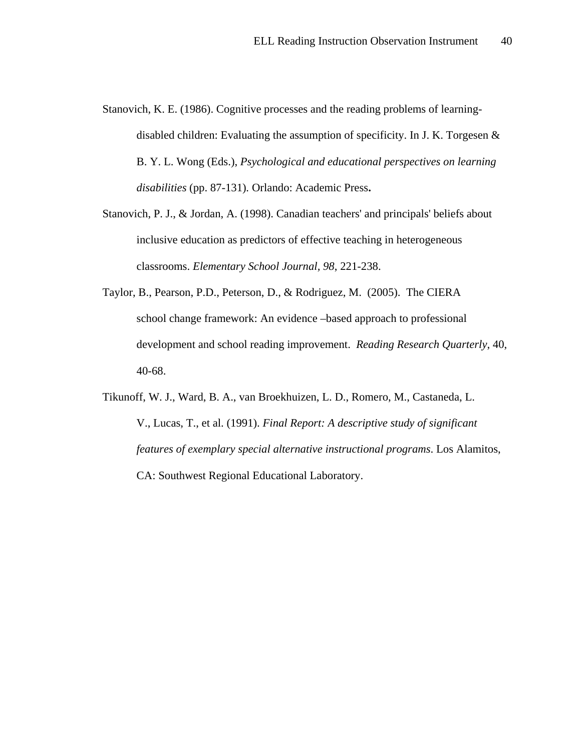Stanovich, K. E. (1986). Cognitive processes and the reading problems of learning-disabled children: Evaluating the assumption of specificity. In J. K. Torgesen & B. Y. L. Wong (Eds.), *Psychological and educational perspectives on learning disabilities* (pp. 87-131). Orlando: Academic Press**.**

Stanovich, P. J., & Jordan, A. (1998). Canadian teachers' and principals' beliefs about inclusive education as predictors of effective teaching in heterogeneous classrooms. *Elementary School Journal, 98*, 221-238.

Taylor, B., Pearson, P.D., Peterson, D., & Rodriguez, M. (2005). The CIERA school change framework: An evidence –based approach to professional development and school reading improvement. *Reading Research Quarterly*, 40, 40-68.

Tikunoff, W. J., Ward, B. A., van Broekhuizen, L. D., Romero, M., Castaneda, L. V., Lucas, T., et al. (1991). *Final Report: A descriptive study of significant features of exemplary special alternative instructional programs*. Los Alamitos, CA: Southwest Regional Educational Laboratory.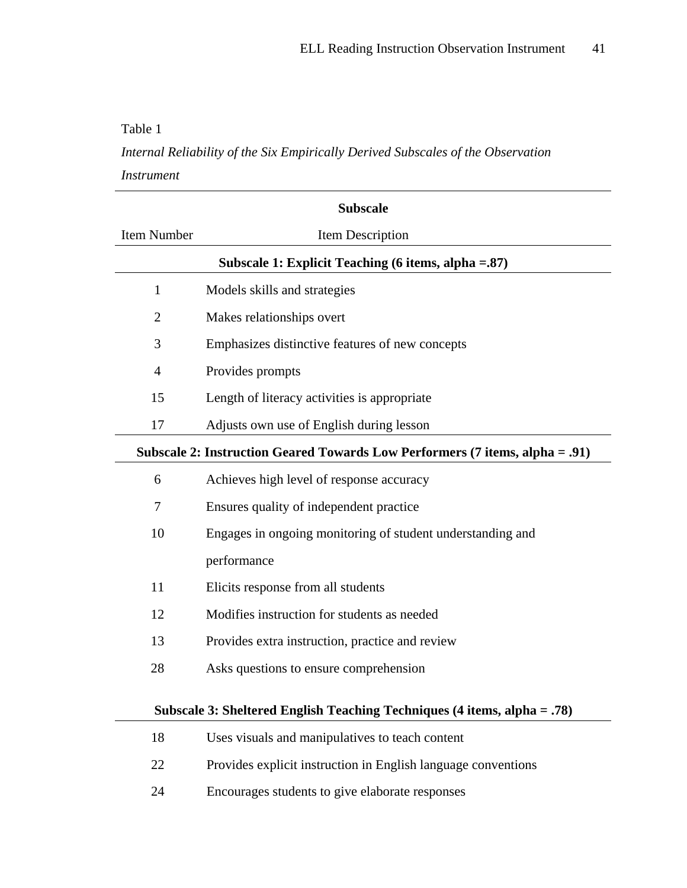Table 1

*Internal Reliability of the Six Empirically Derived Subscales of the Observation Instrument*

| Item Number | Item Description |
|---|---|
| | **Subscale** |
| | **Subscale 1: Explicit Teaching (6 items, alpha =.87)** |
| 1 | Models skills and strategies |
| 2 | Makes relationships overt |
| 3 | Emphasizes distinctive features of new concepts |
| 4 | Provides prompts |
| 15 | Length of literacy activities is appropriate |
| 17 | Adjusts own use of English during lesson |
| | **Subscale 2: Instruction Geared Towards Low Performers (7 items, alpha = .91)** |
| 6 | Achieves high level of response accuracy |
| 7 | Ensures quality of independent practice |
| 10 | Engages in ongoing monitoring of student understanding and performance |
| 11 | Elicits response from all students |
| 12 | Modifies instruction for students as needed |
| 13 | Provides extra instruction, practice and review |
| 28 | Asks questions to ensure comprehension |
| | **Subscale 3: Sheltered English Teaching Techniques (4 items, alpha = .78)** |
| 18 | Uses visuals and manipulatives to teach content |
| 22 | Provides explicit instruction in English language conventions |
| 24 | Encourages students to give elaborate responses |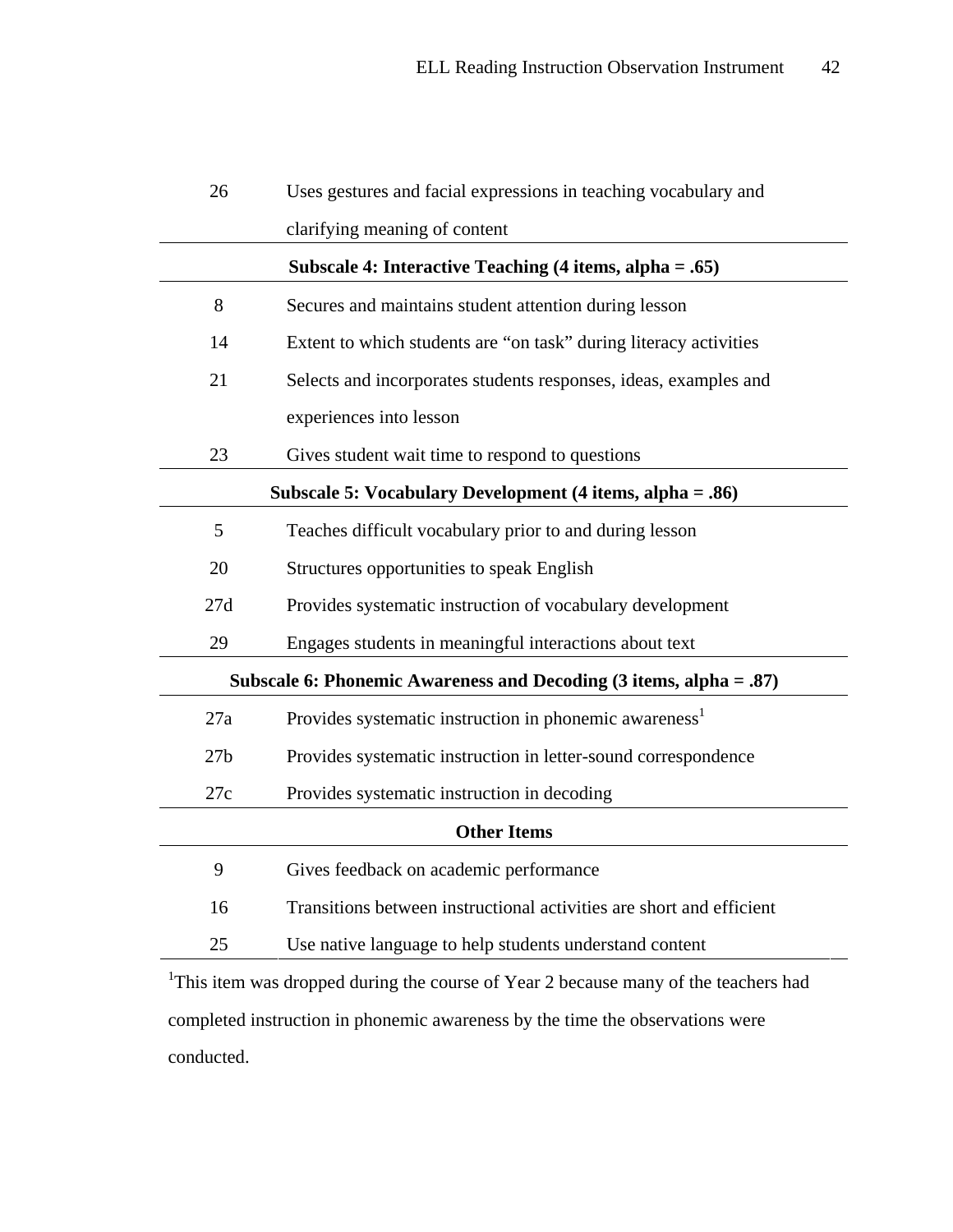| | |
|---|---|
| 26 | Uses gestures and facial expressions in teaching vocabulary and clarifying meaning of content |
| **Subscale 4: Interactive Teaching (4 items, alpha = .65)** | |
| 8 | Secures and maintains student attention during lesson |
| 14 | Extent to which students are "on task" during literacy activities |
| 21 | Selects and incorporates students responses, ideas, examples and experiences into lesson |
| 23 | Gives student wait time to respond to questions |
| **Subscale 5: Vocabulary Development (4 items, alpha = .86)** | |
| 5 | Teaches difficult vocabulary prior to and during lesson |
| 20 | Structures opportunities to speak English |
| 27d | Provides systematic instruction of vocabulary development |
| 29 | Engages students in meaningful interactions about text |
| **Subscale 6: Phonemic Awareness and Decoding (3 items, alpha = .87)** | |
| 27a | Provides systematic instruction in phonemic awareness[1] |
| 27b | Provides systematic instruction in letter-sound correspondence |
| 27c | Provides systematic instruction in decoding |
| **Other Items** | |
| 9 | Gives feedback on academic performance |
| 16 | Transitions between instructional activities are short and efficient |
| 25 | Use native language to help students understand content |

[1]This item was dropped during the course of Year 2 because many of the teachers had completed instruction in phonemic awareness by the time the observations were conducted.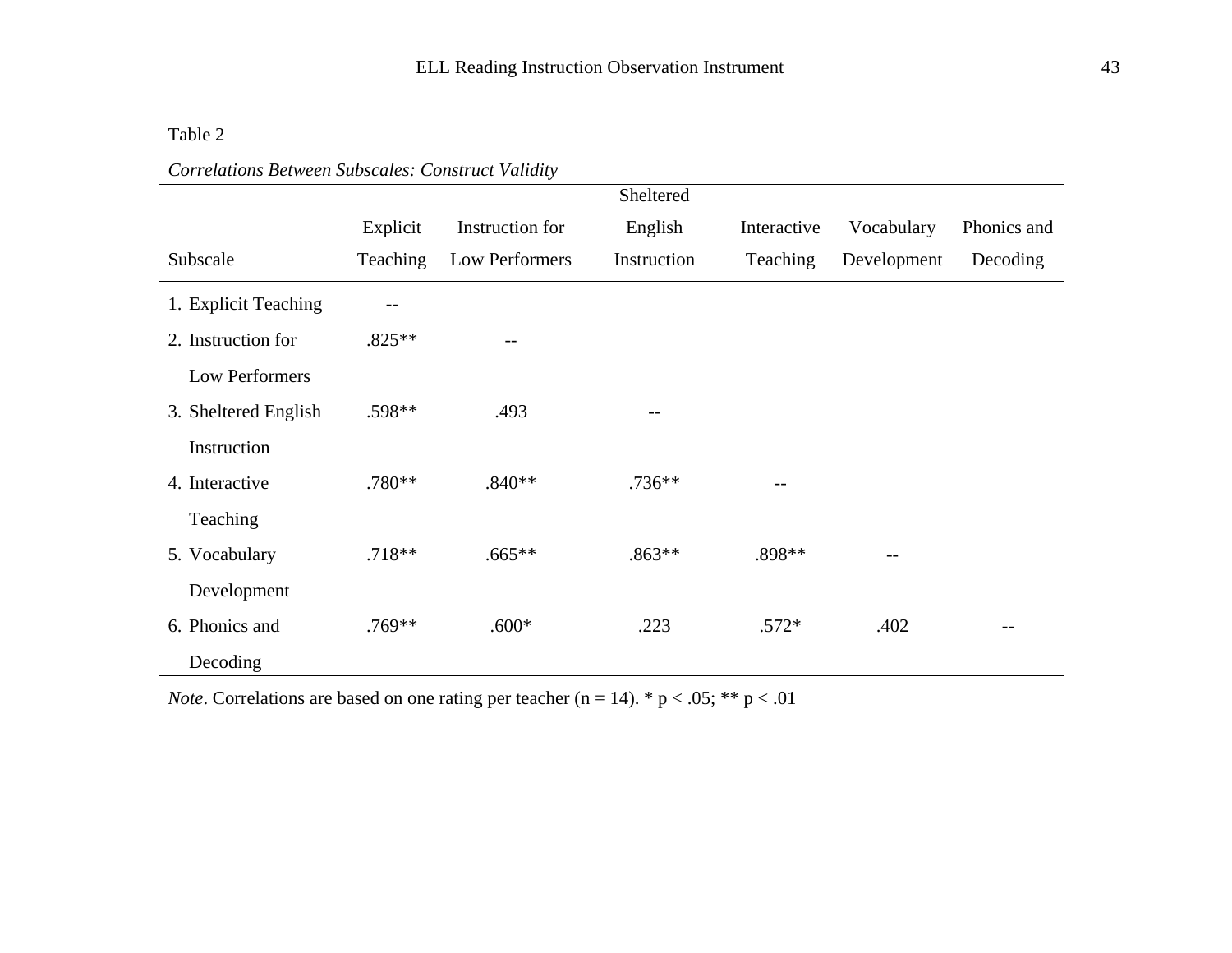Table 2

*Correlations Between Subscales: Construct Validity*

| Subscale | Explicit Teaching | Instruction for Low Performers | Sheltered English Instruction | Interactive Teaching | Vocabulary Development | Phonics and Decoding |
|---|---|---|---|---|---|---|
| 1. Explicit Teaching | -- | | | | | |
| 2. Instruction for Low Performers | .825** | -- | | | | |
| 3. Sheltered English Instruction | .598** | .493 | -- | | | |
| 4. Interactive Teaching | .780** | .840** | .736** | -- | | |
| 5. Vocabulary Development | .718** | .665** | .863** | .898** | -- | |
| 6. Phonics and Decoding | .769** | .600* | .223 | .572* | .402 | -- |

*Note*. Correlations are based on one rating per teacher ($n = 14$). * $p < .05$; ** $p < .01$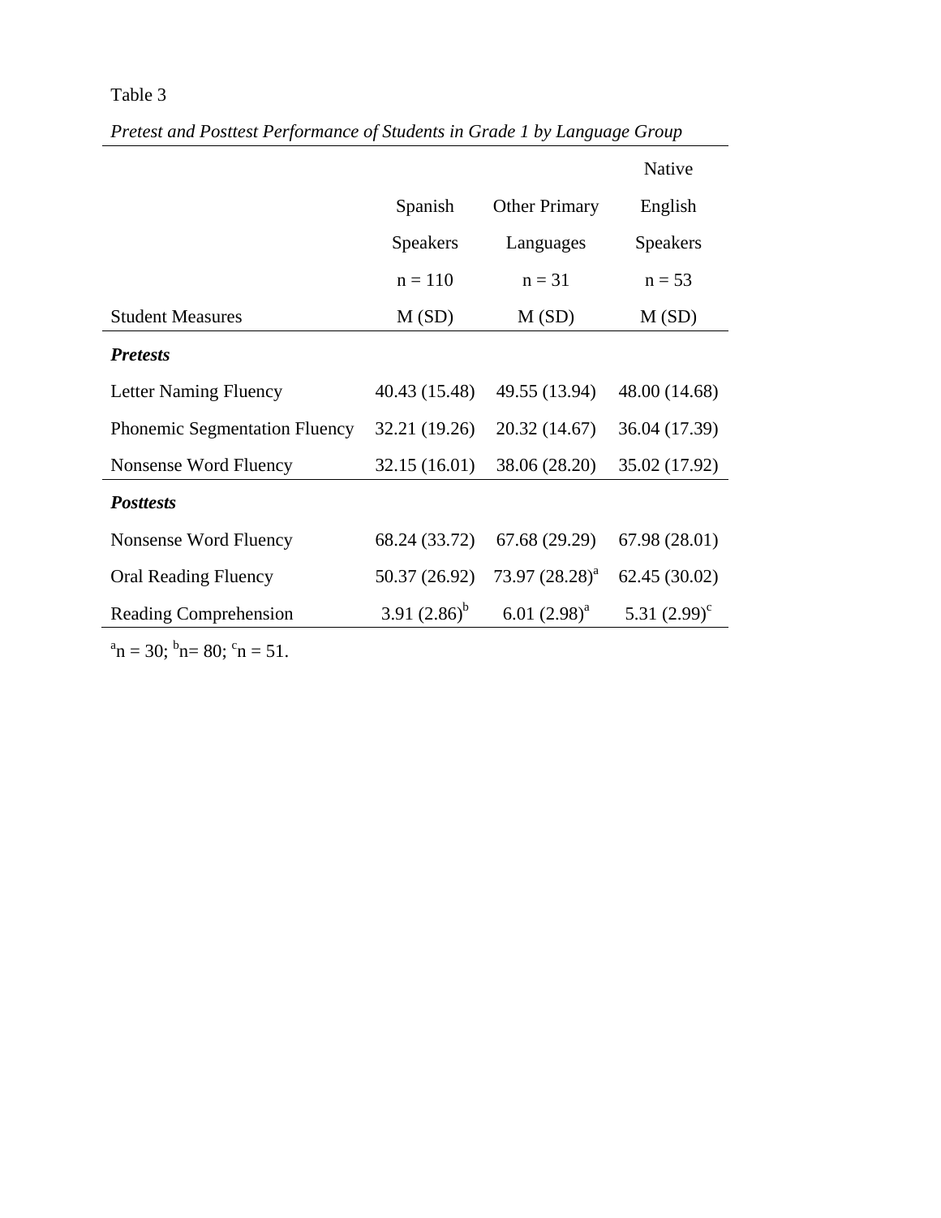Table 3

*Pretest and Posttest Performance of Students in Grade 1 by Language Group*

| Student Measures | Spanish Speakers n = 110 M (SD) | Other Primary Languages n = 31 M (SD) | Native English Speakers n = 53 M (SD) |
|---|---|---|---|
| ***Pretests*** | | | |
| Letter Naming Fluency | 40.43 (15.48) | 49.55 (13.94) | 48.00 (14.68) |
| Phonemic Segmentation Fluency | 32.21 (19.26) | 20.32 (14.67) | 36.04 (17.39) |
| Nonsense Word Fluency | 32.15 (16.01) | 38.06 (28.20) | 35.02 (17.92) |
| ***Posttests*** | | | |
| Nonsense Word Fluency | 68.24 (33.72) | 67.68 (29.29) | 67.98 (28.01) |
| Oral Reading Fluency | 50.37 (26.92) | 73.97 (28.28)[a] | 62.45 (30.02) |
| Reading Comprehension | 3.91 (2.86)[b] | 6.01 (2.98)[a] | 5.31 (2.99)[c] |

[a]n = 30; [b]n= 80; [c]n = 51.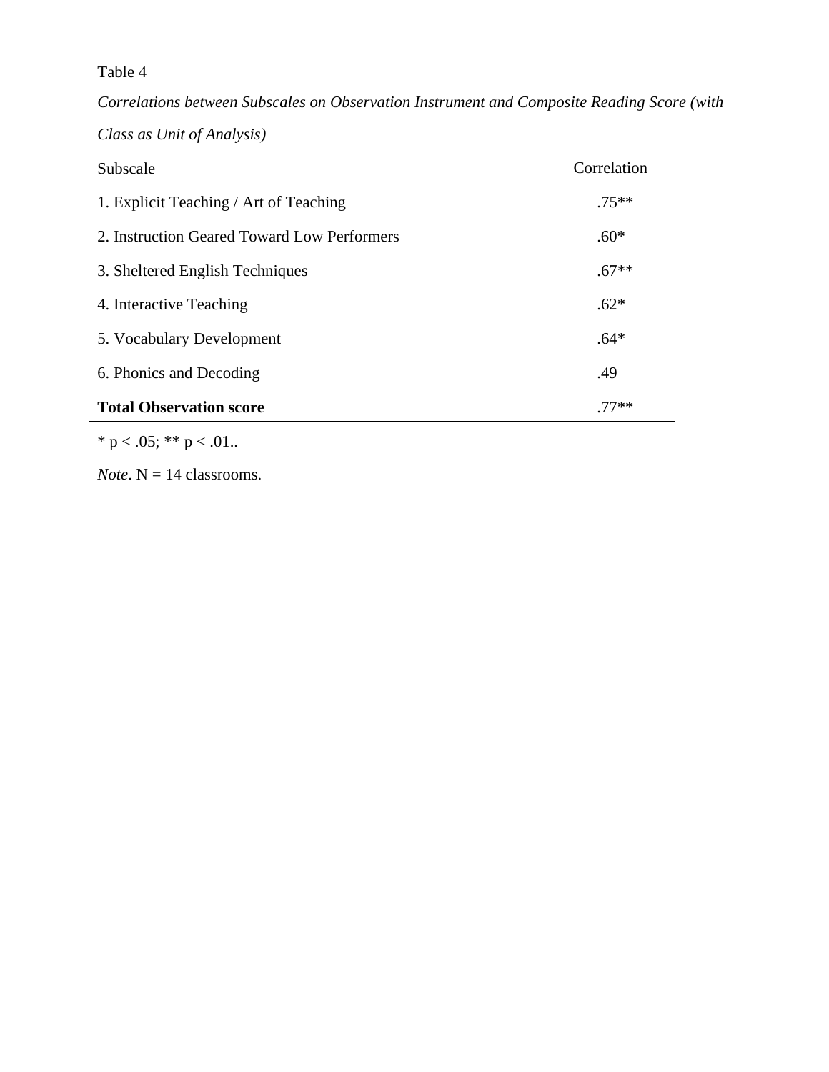Table 4

*Correlations between Subscales on Observation Instrument and Composite Reading Score (with Class as Unit of Analysis)*

| Subscale | Correlation |
|---|---|
| 1. Explicit Teaching / Art of Teaching | .75** |
| 2. Instruction Geared Toward Low Performers | .60* |
| 3. Sheltered English Techniques | .67** |
| 4. Interactive Teaching | .62* |
| 5. Vocabulary Development | .64* |
| 6. Phonics and Decoding | .49 |
| **Total Observation score** | .77** |

* $p < .05$; ** $p < .01$..

*Note*. N = 14 classrooms.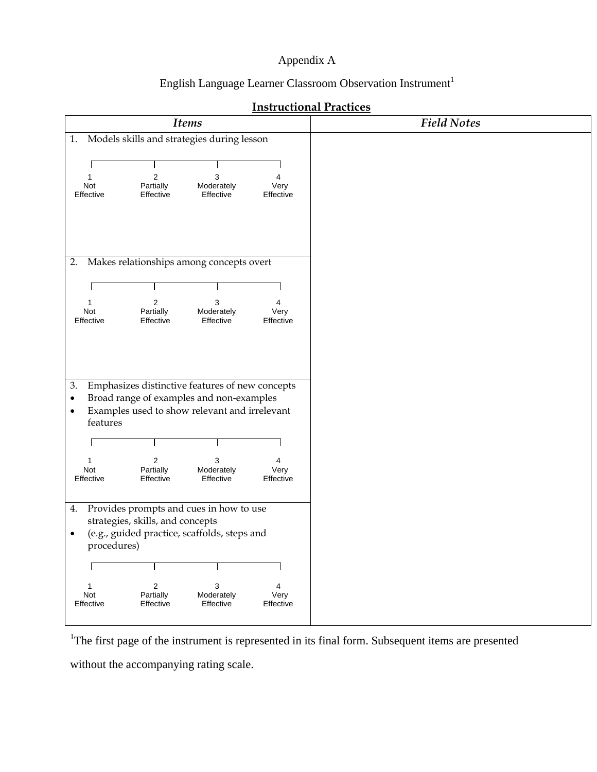Appendix A

English Language Learner Classroom Observation Instrument[1]

**Instructional Practices**

| *Items* | *Field Notes* |
|---|---|
| 1. Models skills and strategies during lesson<br><br>1 Not Effective — 2 Partially Effective — 3 Moderately Effective — 4 Very Effective | |
| 2. Makes relationships among concepts overt<br><br>1 Not Effective — 2 Partially Effective — 3 Moderately Effective — 4 Very Effective | |
| 3. Emphasizes distinctive features of new concepts<br>• Broad range of examples and non-examples<br>• Examples used to show relevant and irrelevant features<br><br>1 Not Effective — 2 Partially Effective — 3 Moderately Effective — 4 Very Effective | |
| 4. Provides prompts and cues in how to use strategies, skills, and concepts<br>• (e.g., guided practice, scaffolds, steps and procedures)<br><br>1 Not Effective — 2 Partially Effective — 3 Moderately Effective — 4 Very Effective | |

[1]The first page of the instrument is represented in its final form. Subsequent items are presented without the accompanying rating scale.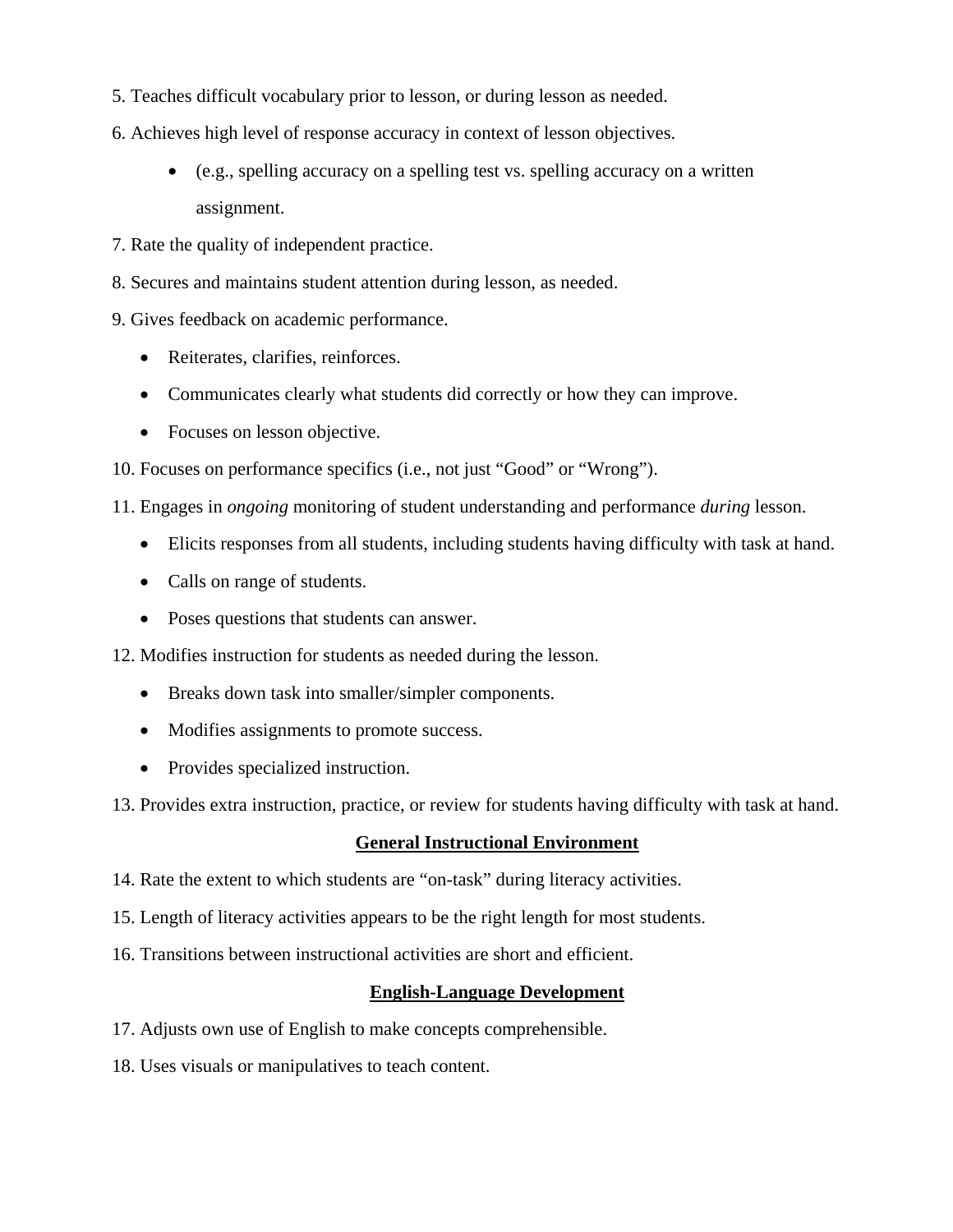5. Teaches difficult vocabulary prior to lesson, or during lesson as needed.

6. Achieves high level of response accuracy in context of lesson objectives.

    - (e.g., spelling accuracy on a spelling test vs. spelling accuracy on a written assignment.

7. Rate the quality of independent practice.

8. Secures and maintains student attention during lesson, as needed.

9. Gives feedback on academic performance.

    - Reiterates, clarifies, reinforces.
    - Communicates clearly what students did correctly or how they can improve.
    - Focuses on lesson objective.

10. Focuses on performance specifics (i.e., not just "Good" or "Wrong").

11. Engages in *ongoing* monitoring of student understanding and performance *during* lesson.

    - Elicits responses from all students, including students having difficulty with task at hand.
    - Calls on range of students.
    - Poses questions that students can answer.

12. Modifies instruction for students as needed during the lesson.

    - Breaks down task into smaller/simpler components.
    - Modifies assignments to promote success.
    - Provides specialized instruction.

13. Provides extra instruction, practice, or review for students having difficulty with task at hand.

**General Instructional Environment**

14. Rate the extent to which students are "on-task" during literacy activities.

15. Length of literacy activities appears to be the right length for most students.

16. Transitions between instructional activities are short and efficient.

**English-Language Development**

17. Adjusts own use of English to make concepts comprehensible.

18. Uses visuals or manipulatives to teach content.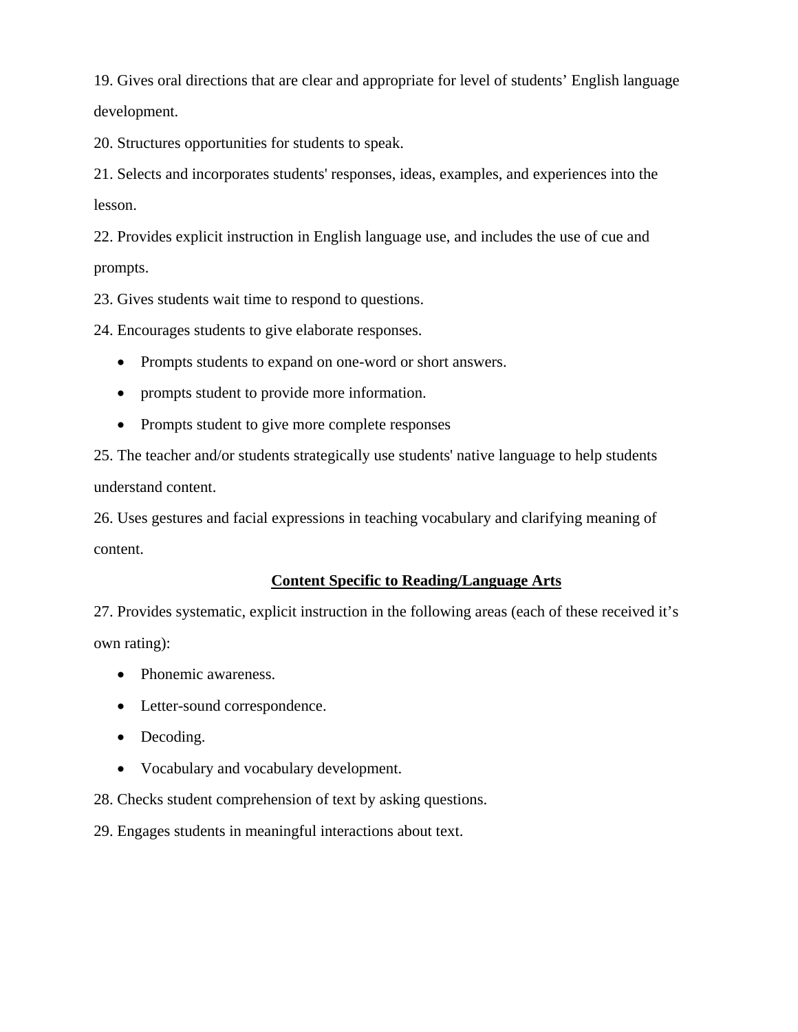19. Gives oral directions that are clear and appropriate for level of students' English language development.

20. Structures opportunities for students to speak.

21. Selects and incorporates students' responses, ideas, examples, and experiences into the lesson.

22. Provides explicit instruction in English language use, and includes the use of cue and prompts.

23. Gives students wait time to respond to questions.

24. Encourages students to give elaborate responses.

- Prompts students to expand on one-word or short answers.
- prompts student to provide more information.
- Prompts student to give more complete responses

25. The teacher and/or students strategically use students' native language to help students understand content.

26. Uses gestures and facial expressions in teaching vocabulary and clarifying meaning of content.

**Content Specific to Reading/Language Arts**

27. Provides systematic, explicit instruction in the following areas (each of these received it's own rating):

- Phonemic awareness.
- Letter-sound correspondence.
- Decoding.
- Vocabulary and vocabulary development.

28. Checks student comprehension of text by asking questions.

29. Engages students in meaningful interactions about text.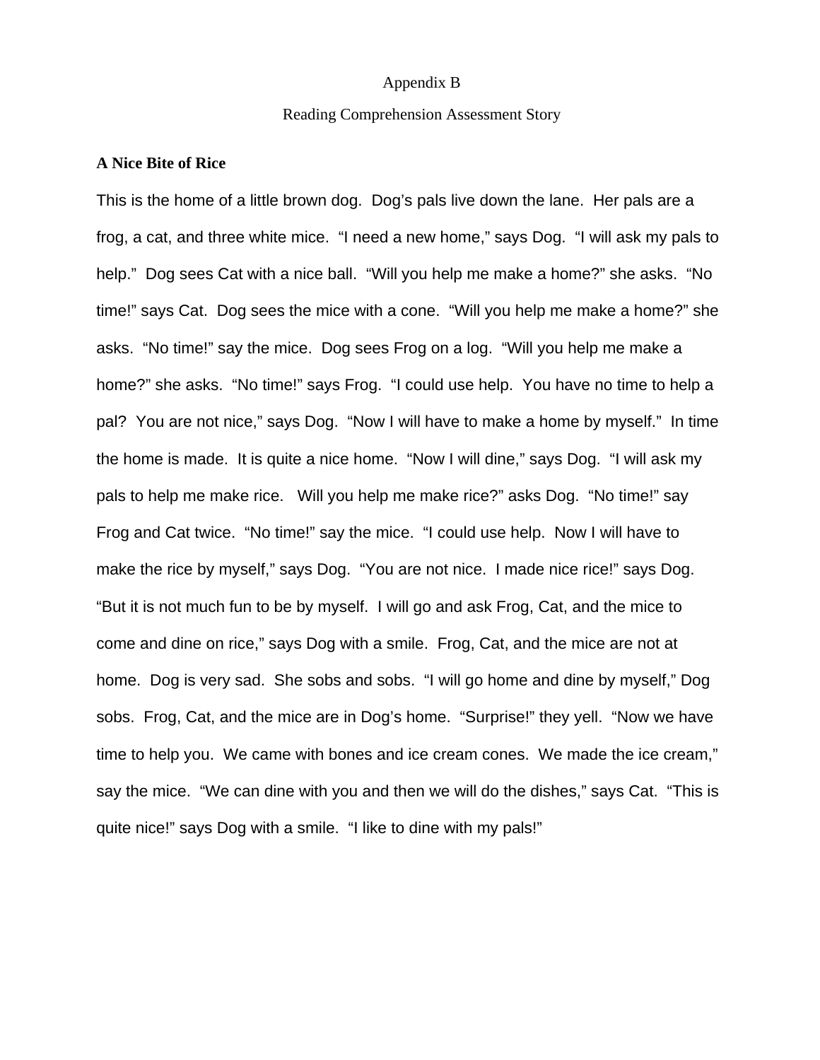# Appendix B

## Reading Comprehension Assessment Story

**A Nice Bite of Rice**

This is the home of a little brown dog. Dog's pals live down the lane. Her pals are a frog, a cat, and three white mice. "I need a new home," says Dog. "I will ask my pals to help." Dog sees Cat with a nice ball. "Will you help me make a home?" she asks. "No time!" says Cat. Dog sees the mice with a cone. "Will you help me make a home?" she asks. "No time!" say the mice. Dog sees Frog on a log. "Will you help me make a home?" she asks. "No time!" says Frog. "I could use help. You have no time to help a pal? You are not nice," says Dog. "Now I will have to make a home by myself." In time the home is made. It is quite a nice home. "Now I will dine," says Dog. "I will ask my pals to help me make rice. Will you help me make rice?" asks Dog. "No time!" say Frog and Cat twice. "No time!" say the mice. "I could use help. Now I will have to make the rice by myself," says Dog. "You are not nice. I made nice rice!" says Dog. "But it is not much fun to be by myself. I will go and ask Frog, Cat, and the mice to come and dine on rice," says Dog with a smile. Frog, Cat, and the mice are not at home. Dog is very sad. She sobs and sobs. "I will go home and dine by myself," Dog sobs. Frog, Cat, and the mice are in Dog's home. "Surprise!" they yell. "Now we have time to help you. We came with bones and ice cream cones. We made the ice cream," say the mice. "We can dine with you and then we will do the dishes," says Cat. "This is quite nice!" says Dog with a smile. "I like to dine with my pals!"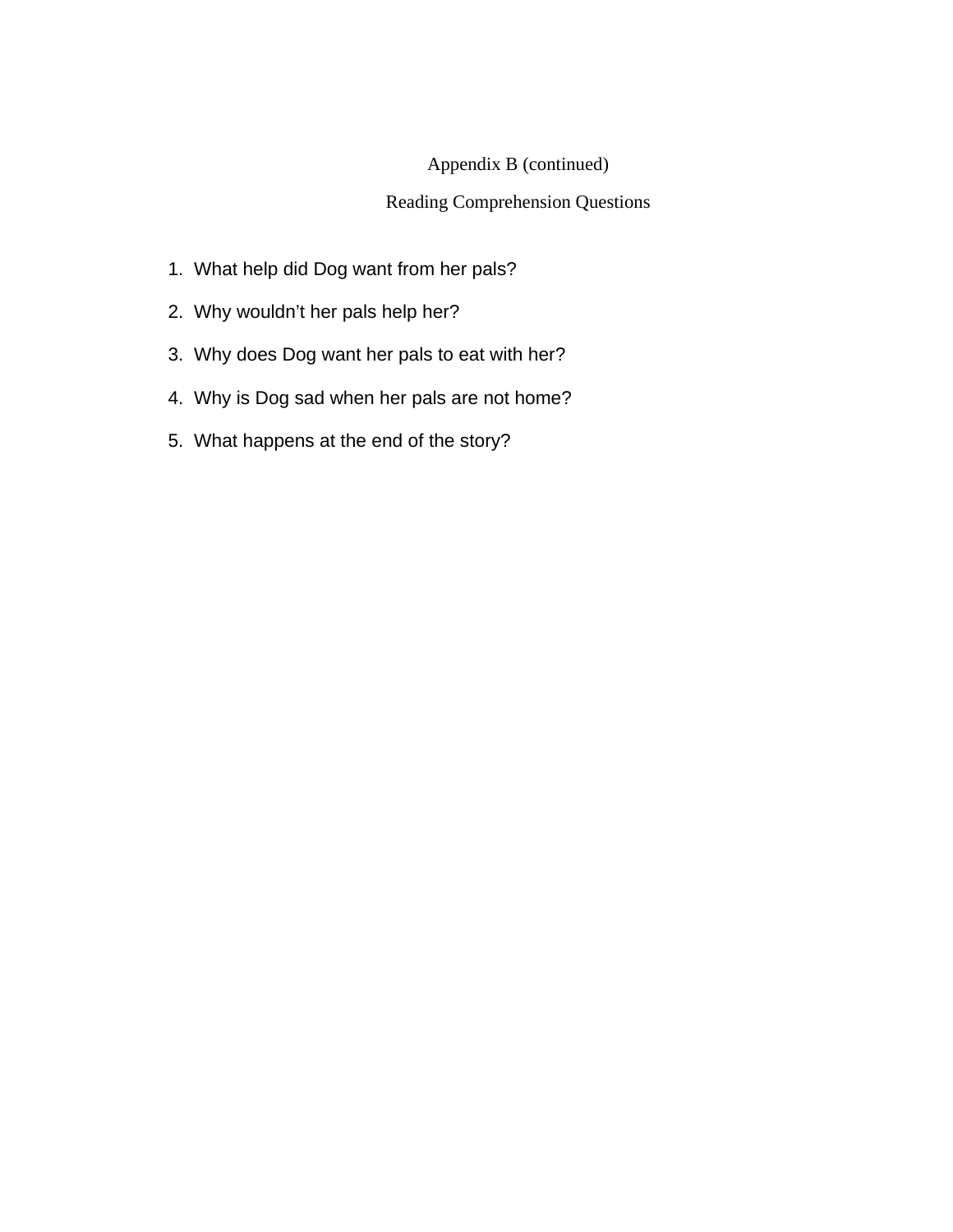Appendix B (continued)

Reading Comprehension Questions

1. What help did Dog want from her pals?
2. Why wouldn't her pals help her?
3. Why does Dog want her pals to eat with her?
4. Why is Dog sad when her pals are not home?
5. What happens at the end of the story?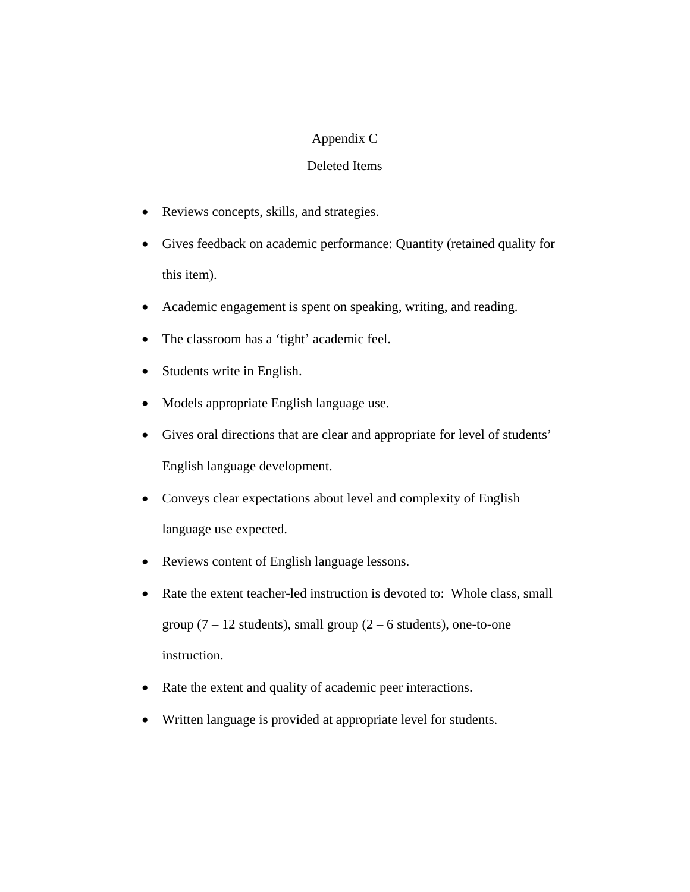# Appendix C

## Deleted Items

- Reviews concepts, skills, and strategies.
- Gives feedback on academic performance: Quantity (retained quality for this item).
- Academic engagement is spent on speaking, writing, and reading.
- The classroom has a 'tight' academic feel.
- Students write in English.
- Models appropriate English language use.
- Gives oral directions that are clear and appropriate for level of students' English language development.
- Conveys clear expectations about level and complexity of English language use expected.
- Reviews content of English language lessons.
- Rate the extent teacher-led instruction is devoted to: Whole class, small group (7 – 12 students), small group (2 – 6 students), one-to-one instruction.
- Rate the extent and quality of academic peer interactions.
- Written language is provided at appropriate level for students.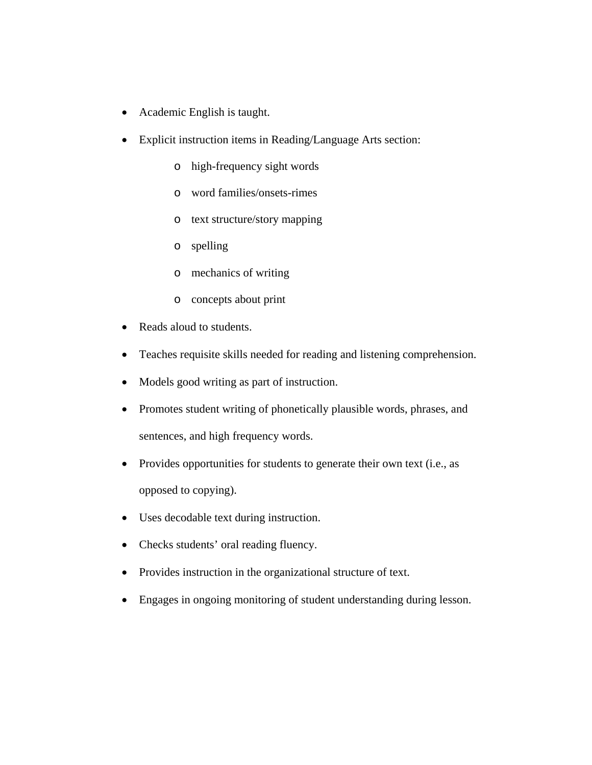- Academic English is taught.
- Explicit instruction items in Reading/Language Arts section:
    - high-frequency sight words
    - word families/onsets-rimes
    - text structure/story mapping
    - spelling
    - mechanics of writing
    - concepts about print
- Reads aloud to students.
- Teaches requisite skills needed for reading and listening comprehension.
- Models good writing as part of instruction.
- Promotes student writing of phonetically plausible words, phrases, and sentences, and high frequency words.
- Provides opportunities for students to generate their own text (i.e., as opposed to copying).
- Uses decodable text during instruction.
- Checks students' oral reading fluency.
- Provides instruction in the organizational structure of text.
- Engages in ongoing monitoring of student understanding during lesson.